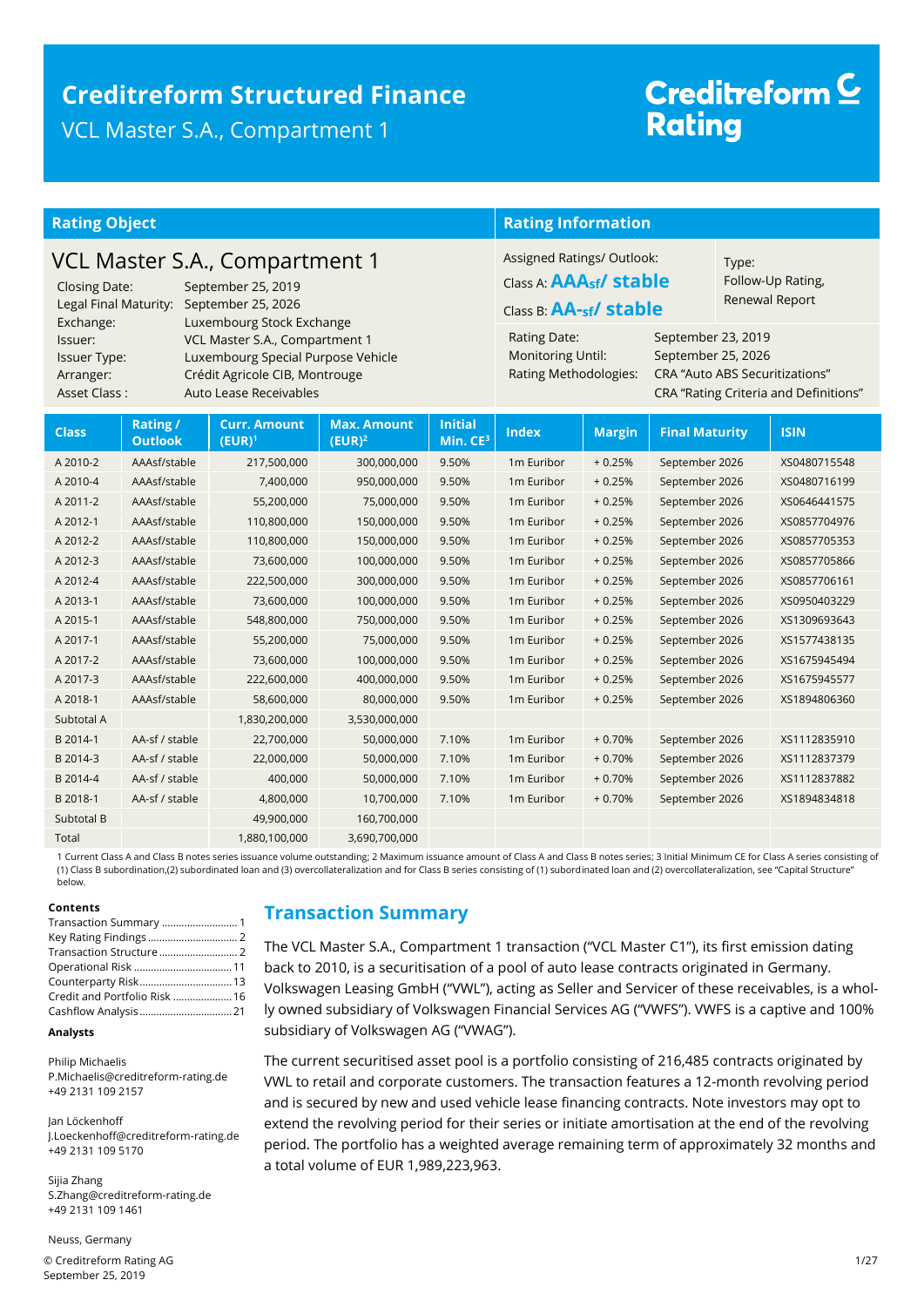# Creditreform Structured Finance

VCL Master S.A., Compartment 1

Creditreform Rating

## Rating Object

### VCL Master S.A., Compartment 1

| | |
|---|---|
| Closing Date: | September 25, 2019 |
| Legal Final Maturity: | September 25, 2026 |
| Exchange: | Luxembourg Stock Exchange |
| Issuer: | VCL Master S.A., Compartment 1 |
| Issuer Type: | Luxembourg Special Purpose Vehicle |
| Arranger: | Crédit Agricole CIB, Montrouge |
| Asset Class : | Auto Lease Receivables |

## Rating Information

Assigned Ratings/ Outlook:

Class A: **AAAsf/ stable**

Class B: **AA-sf/ stable**

Type: Follow-Up Rating, Renewal Report

| | |
|---|---|
| Rating Date: | September 23, 2019 |
| Monitoring Until: | September 25, 2026 |
| Rating Methodologies: | CRA "Auto ABS Securitizations"<br>CRA "Rating Criteria and Definitions" |

| Class | Rating / Outlook | Curr. Amount (EUR)[1] | Max. Amount (EUR)[2] | Initial Min. CE[3] | Index | Margin | Final Maturity | ISIN |
|---|---|---|---|---|---|---|---|---|
| A 2010-2 | AAAsf/stable | 217,500,000 | 300,000,000 | 9.50% | 1m Euribor | + 0.25% | September 2026 | XS0480715548 |
| A 2010-4 | AAAsf/stable | 7,400,000 | 950,000,000 | 9.50% | 1m Euribor | + 0.25% | September 2026 | XS0480716199 |
| A 2011-2 | AAAsf/stable | 55,200,000 | 75,000,000 | 9.50% | 1m Euribor | + 0.25% | September 2026 | XS0646441575 |
| A 2012-1 | AAAsf/stable | 110,800,000 | 150,000,000 | 9.50% | 1m Euribor | + 0.25% | September 2026 | XS0857704976 |
| A 2012-2 | AAAsf/stable | 110,800,000 | 150,000,000 | 9.50% | 1m Euribor | + 0.25% | September 2026 | XS0857705353 |
| A 2012-3 | AAAsf/stable | 73,600,000 | 100,000,000 | 9.50% | 1m Euribor | + 0.25% | September 2026 | XS0857705866 |
| A 2012-4 | AAAsf/stable | 222,500,000 | 300,000,000 | 9.50% | 1m Euribor | + 0.25% | September 2026 | XS0857706161 |
| A 2013-1 | AAAsf/stable | 73,600,000 | 100,000,000 | 9.50% | 1m Euribor | + 0.25% | September 2026 | XS0950403229 |
| A 2015-1 | AAAsf/stable | 548,800,000 | 750,000,000 | 9.50% | 1m Euribor | + 0.25% | September 2026 | XS1309693643 |
| A 2017-1 | AAAsf/stable | 55,200,000 | 75,000,000 | 9.50% | 1m Euribor | + 0.25% | September 2026 | XS1577438135 |
| A 2017-2 | AAAsf/stable | 73,600,000 | 100,000,000 | 9.50% | 1m Euribor | + 0.25% | September 2026 | XS1675945494 |
| A 2017-3 | AAAsf/stable | 222,600,000 | 400,000,000 | 9.50% | 1m Euribor | + 0.25% | September 2026 | XS1675945577 |
| A 2018-1 | AAAsf/stable | 58,600,000 | 80,000,000 | 9.50% | 1m Euribor | + 0.25% | September 2026 | XS1894806360 |
| Subtotal A | | 1,830,200,000 | 3,530,000,000 | | | | | |
| B 2014-1 | AA-sf / stable | 22,700,000 | 50,000,000 | 7.10% | 1m Euribor | + 0.70% | September 2026 | XS1112835910 |
| B 2014-3 | AA-sf / stable | 22,000,000 | 50,000,000 | 7.10% | 1m Euribor | + 0.70% | September 2026 | XS1112837379 |
| B 2014-4 | AA-sf / stable | 400,000 | 50,000,000 | 7.10% | 1m Euribor | + 0.70% | September 2026 | XS1112837882 |
| B 2018-1 | AA-sf / stable | 4,800,000 | 10,700,000 | 7.10% | 1m Euribor | + 0.70% | September 2026 | XS1894834818 |
| Subtotal B | | 49,900,000 | 160,700,000 | | | | | |
| Total | | 1,880,100,000 | 3,690,700,000 | | | | | |

1 Current Class A and Class B notes series issuance volume outstanding; 2 Maximum issuance amount of Class A and Class B notes series; 3 Initial Minimum CE for Class A series consisting of (1) Class B subordination,(2) subordinated loan and (3) overcollateralization and for Class B series consisting of (1) subordinated loan and (2) overcollateralization, see "Capital Structure" below.

**Contents**

- Transaction Summary ........................... 1
- Key Rating Findings ............................... 2
- Transaction Structure ........................... 2
- Operational Risk ................................... 11
- Counterparty Risk.................................. 13
- Credit and Portfolio Risk ..................... 16
- Cashflow Analysis.................................. 21

**Analysts**

Philip Michaelis
P.Michaelis@creditreform-rating.de
+49 2131 109 2157

Jan Löckenhoff
J.Loeckenhoff@creditreform-rating.de
+49 2131 109 5170

Sijia Zhang
S.Zhang@creditreform-rating.de
+49 2131 109 1461

Neuss, Germany

## Transaction Summary

The VCL Master S.A., Compartment 1 transaction ("VCL Master C1"), its first emission dating back to 2010, is a securitisation of a pool of auto lease contracts originated in Germany. Volkswagen Leasing GmbH ("VWL"), acting as Seller and Servicer of these receivables, is a wholly owned subsidiary of Volkswagen Financial Services AG ("VWFS"). VWFS is a captive and 100% subsidiary of Volkswagen AG ("VWAG").

The current securitised asset pool is a portfolio consisting of 216,485 contracts originated by VWL to retail and corporate customers. The transaction features a 12-month revolving period and is secured by new and used vehicle lease financing contracts. Note investors may opt to extend the revolving period for their series or initiate amortisation at the end of the revolving period. The portfolio has a weighted average remaining term of approximately 32 months and a total volume of EUR 1,989,223,963.

© Creditreform Rating AG
September 25, 2019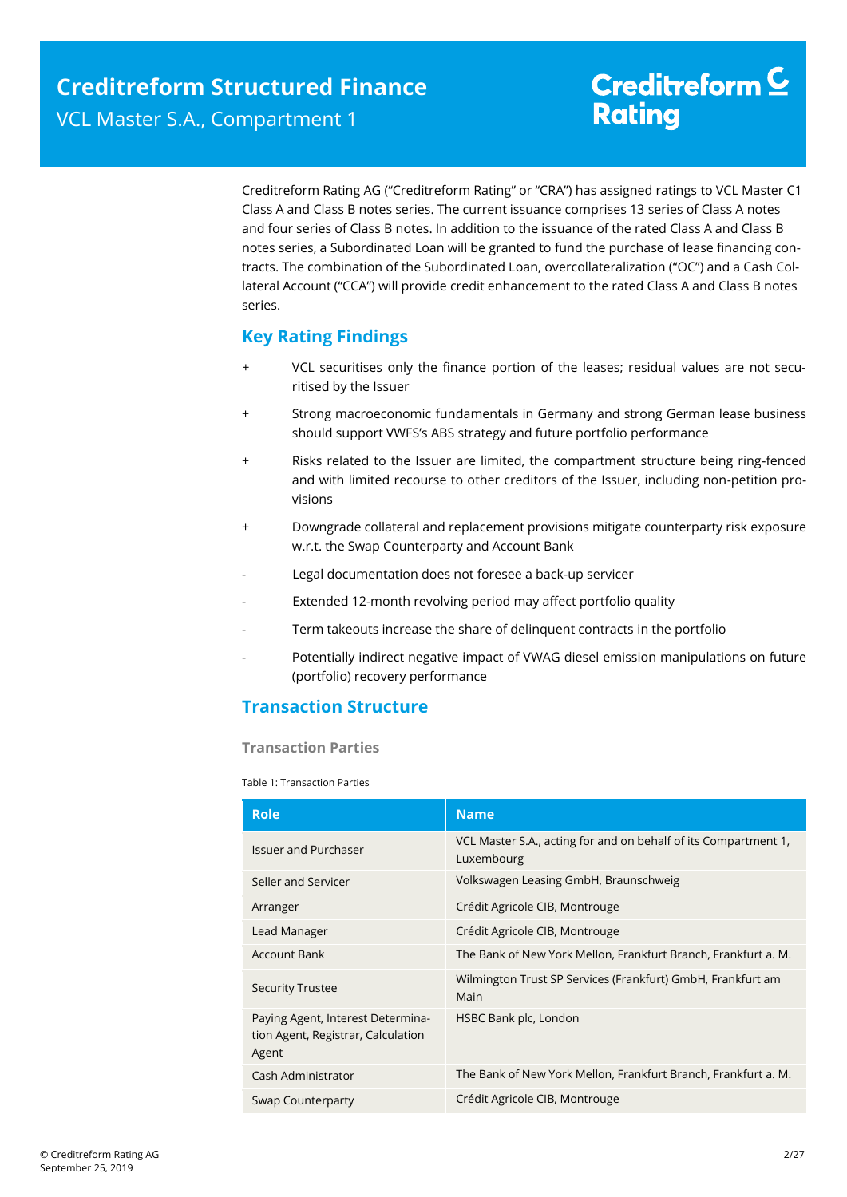Creditreform Rating AG ("Creditreform Rating" or "CRA") has assigned ratings to VCL Master C1 Class A and Class B notes series. The current issuance comprises 13 series of Class A notes and four series of Class B notes. In addition to the issuance of the rated Class A and Class B notes series, a Subordinated Loan will be granted to fund the purchase of lease financing contracts. The combination of the Subordinated Loan, overcollateralization ("OC") and a Cash Collateral Account ("CCA") will provide credit enhancement to the rated Class A and Class B notes series.

## Key Rating Findings

- \+ VCL securitises only the finance portion of the leases; residual values are not securitised by the Issuer
- \+ Strong macroeconomic fundamentals in Germany and strong German lease business should support VWFS's ABS strategy and future portfolio performance
- \+ Risks related to the Issuer are limited, the compartment structure being ring-fenced and with limited recourse to other creditors of the Issuer, including non-petition provisions
- \+ Downgrade collateral and replacement provisions mitigate counterparty risk exposure w.r.t. the Swap Counterparty and Account Bank
- \- Legal documentation does not foresee a back-up servicer
- \- Extended 12-month revolving period may affect portfolio quality
- \- Term takeouts increase the share of delinquent contracts in the portfolio
- \- Potentially indirect negative impact of VWAG diesel emission manipulations on future (portfolio) recovery performance

## Transaction Structure

### Transaction Parties

Table 1: Transaction Parties

| Role | Name |
|---|---|
| Issuer and Purchaser | VCL Master S.A., acting for and on behalf of its Compartment 1, Luxembourg |
| Seller and Servicer | Volkswagen Leasing GmbH, Braunschweig |
| Arranger | Crédit Agricole CIB, Montrouge |
| Lead Manager | Crédit Agricole CIB, Montrouge |
| Account Bank | The Bank of New York Mellon, Frankfurt Branch, Frankfurt a. M. |
| Security Trustee | Wilmington Trust SP Services (Frankfurt) GmbH, Frankfurt am Main |
| Paying Agent, Interest Determination Agent, Registrar, Calculation Agent | HSBC Bank plc, London |
| Cash Administrator | The Bank of New York Mellon, Frankfurt Branch, Frankfurt a. M. |
| Swap Counterparty | Crédit Agricole CIB, Montrouge |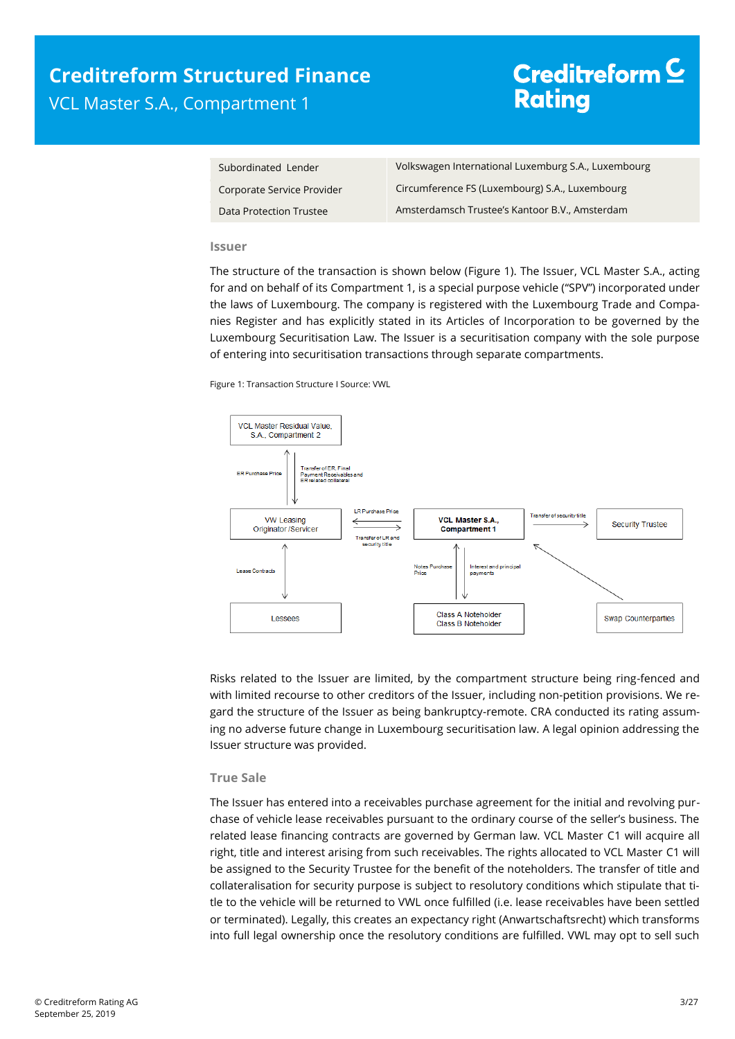| | |
|---|---|
| Subordinated Lender | Volkswagen International Luxembourg S.A., Luxembourg |
| Corporate Service Provider | Circumference FS (Luxembourg) S.A., Luxembourg |
| Data Protection Trustee | Amsterdamsch Trustee's Kantoor B.V., Amsterdam |

### Issuer

The structure of the transaction is shown below (Figure 1). The Issuer, VCL Master S.A., acting for and on behalf of its Compartment 1, is a special purpose vehicle ("SPV") incorporated under the laws of Luxembourg. The company is registered with the Luxembourg Trade and Companies Register and has explicitly stated in its Articles of Incorporation to be governed by the Luxembourg Securitisation Law. The Issuer is a securitisation company with the sole purpose of entering into securitisation transactions through separate compartments.

Figure 1: Transaction Structure I Source: VWL

Risks related to the Issuer are limited, by the compartment structure being ring-fenced and with limited recourse to other creditors of the Issuer, including non-petition provisions. We regard the structure of the Issuer as being bankruptcy-remote. CRA conducted its rating assuming no adverse future change in Luxembourg securitisation law. A legal opinion addressing the Issuer structure was provided.

### True Sale

The Issuer has entered into a receivables purchase agreement for the initial and revolving purchase of vehicle lease receivables pursuant to the ordinary course of the seller's business. The related lease financing contracts are governed by German law. VCL Master C1 will acquire all right, title and interest arising from such receivables. The rights allocated to VCL Master C1 will be assigned to the Security Trustee for the benefit of the noteholders. The transfer of title and collateralisation for security purpose is subject to resolutory conditions which stipulate that title to the vehicle will be returned to VWL once fulfilled (i.e. lease receivables have been settled or terminated). Legally, this creates an expectancy right (Anwartschaftsrecht) which transforms into full legal ownership once the resolutory conditions are fulfilled. VWL may opt to sell such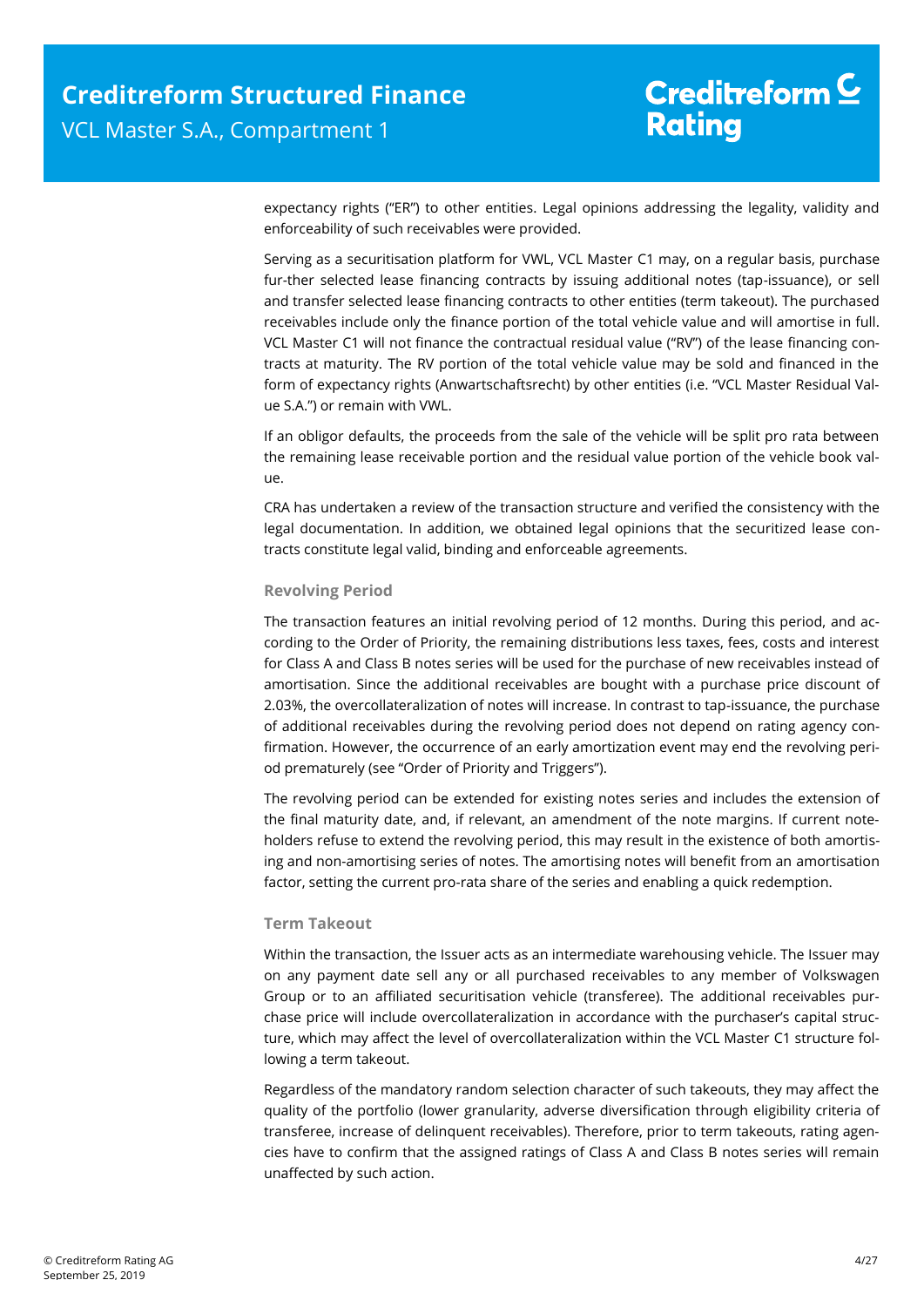expectancy rights ("ER") to other entities. Legal opinions addressing the legality, validity and enforceability of such receivables were provided.

Serving as a securitisation platform for VWL, VCL Master C1 may, on a regular basis, purchase fur-ther selected lease financing contracts by issuing additional notes (tap-issuance), or sell and transfer selected lease financing contracts to other entities (term takeout). The purchased receivables include only the finance portion of the total vehicle value and will amortise in full. VCL Master C1 will not finance the contractual residual value ("RV") of the lease financing contracts at maturity. The RV portion of the total vehicle value may be sold and financed in the form of expectancy rights (Anwartschaftsrecht) by other entities (i.e. "VCL Master Residual Value S.A.") or remain with VWL.

If an obligor defaults, the proceeds from the sale of the vehicle will be split pro rata between the remaining lease receivable portion and the residual value portion of the vehicle book value.

CRA has undertaken a review of the transaction structure and verified the consistency with the legal documentation. In addition, we obtained legal opinions that the securitized lease contracts constitute legal valid, binding and enforceable agreements.

### Revolving Period

The transaction features an initial revolving period of 12 months. During this period, and according to the Order of Priority, the remaining distributions less taxes, fees, costs and interest for Class A and Class B notes series will be used for the purchase of new receivables instead of amortisation. Since the additional receivables are bought with a purchase price discount of 2.03%, the overcollateralization of notes will increase. In contrast to tap-issuance, the purchase of additional receivables during the revolving period does not depend on rating agency confirmation. However, the occurrence of an early amortization event may end the revolving period prematurely (see "Order of Priority and Triggers").

The revolving period can be extended for existing notes series and includes the extension of the final maturity date, and, if relevant, an amendment of the note margins. If current noteholders refuse to extend the revolving period, this may result in the existence of both amortising and non-amortising series of notes. The amortising notes will benefit from an amortisation factor, setting the current pro-rata share of the series and enabling a quick redemption.

### Term Takeout

Within the transaction, the Issuer acts as an intermediate warehousing vehicle. The Issuer may on any payment date sell any or all purchased receivables to any member of Volkswagen Group or to an affiliated securitisation vehicle (transferee). The additional receivables purchase price will include overcollateralization in accordance with the purchaser's capital structure, which may affect the level of overcollateralization within the VCL Master C1 structure following a term takeout.

Regardless of the mandatory random selection character of such takeouts, they may affect the quality of the portfolio (lower granularity, adverse diversification through eligibility criteria of transferee, increase of delinquent receivables). Therefore, prior to term takeouts, rating agencies have to confirm that the assigned ratings of Class A and Class B notes series will remain unaffected by such action.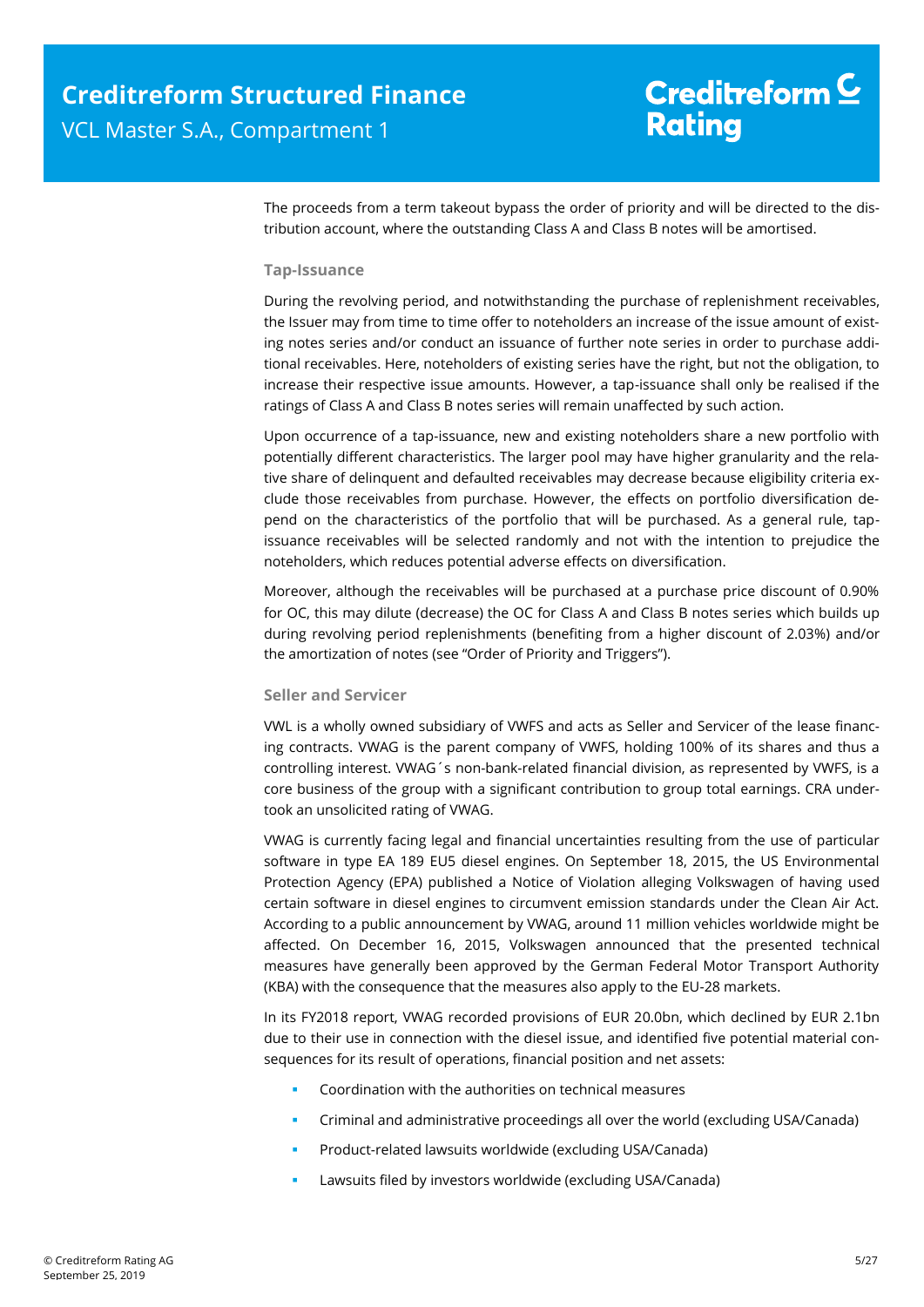The proceeds from a term takeout bypass the order of priority and will be directed to the distribution account, where the outstanding Class A and Class B notes will be amortised.

### Tap-Issuance

During the revolving period, and notwithstanding the purchase of replenishment receivables, the Issuer may from time to time offer to noteholders an increase of the issue amount of existing notes series and/or conduct an issuance of further note series in order to purchase additional receivables. Here, noteholders of existing series have the right, but not the obligation, to increase their respective issue amounts. However, a tap-issuance shall only be realised if the ratings of Class A and Class B notes series will remain unaffected by such action.

Upon occurrence of a tap-issuance, new and existing noteholders share a new portfolio with potentially different characteristics. The larger pool may have higher granularity and the relative share of delinquent and defaulted receivables may decrease because eligibility criteria exclude those receivables from purchase. However, the effects on portfolio diversification depend on the characteristics of the portfolio that will be purchased. As a general rule, tap-issuance receivables will be selected randomly and not with the intention to prejudice the noteholders, which reduces potential adverse effects on diversification.

Moreover, although the receivables will be purchased at a purchase price discount of 0.90% for OC, this may dilute (decrease) the OC for Class A and Class B notes series which builds up during revolving period replenishments (benefiting from a higher discount of 2.03%) and/or the amortization of notes (see "Order of Priority and Triggers").

### Seller and Servicer

VWL is a wholly owned subsidiary of VWFS and acts as Seller and Servicer of the lease financing contracts. VWAG is the parent company of VWFS, holding 100% of its shares and thus a controlling interest. VWAG´s non-bank-related financial division, as represented by VWFS, is a core business of the group with a significant contribution to group total earnings. CRA undertook an unsolicited rating of VWAG.

VWAG is currently facing legal and financial uncertainties resulting from the use of particular software in type EA 189 EU5 diesel engines. On September 18, 2015, the US Environmental Protection Agency (EPA) published a Notice of Violation alleging Volkswagen of having used certain software in diesel engines to circumvent emission standards under the Clean Air Act. According to a public announcement by VWAG, around 11 million vehicles worldwide might be affected. On December 16, 2015, Volkswagen announced that the presented technical measures have generally been approved by the German Federal Motor Transport Authority (KBA) with the consequence that the measures also apply to the EU-28 markets.

In its FY2018 report, VWAG recorded provisions of EUR 20.0bn, which declined by EUR 2.1bn due to their use in connection with the diesel issue, and identified five potential material consequences for its result of operations, financial position and net assets:

- Coordination with the authorities on technical measures
- Criminal and administrative proceedings all over the world (excluding USA/Canada)
- Product-related lawsuits worldwide (excluding USA/Canada)
- Lawsuits filed by investors worldwide (excluding USA/Canada)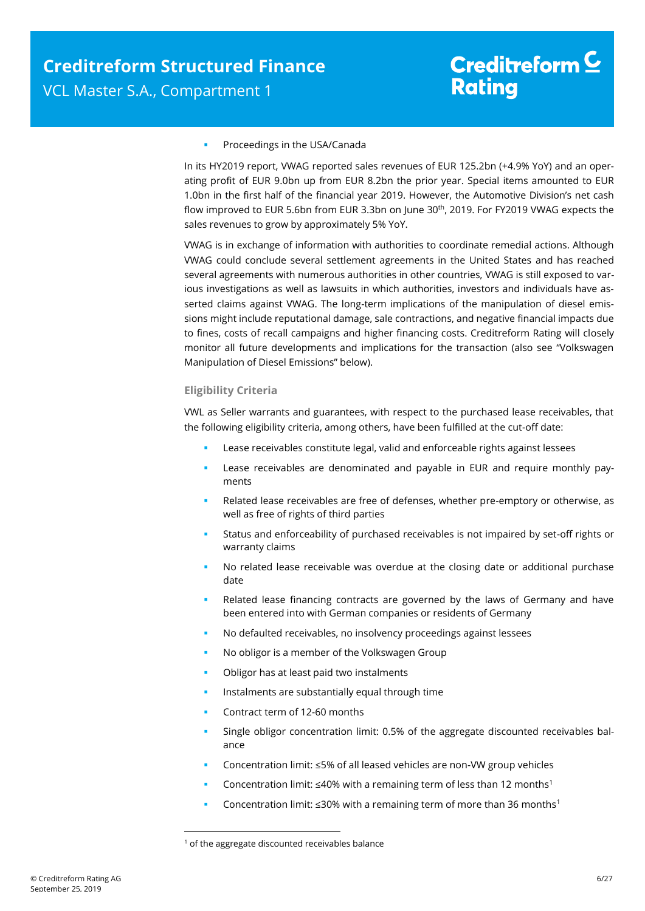- Proceedings in the USA/Canada

In its HY2019 report, VWAG reported sales revenues of EUR 125.2bn (+4.9% YoY) and an operating profit of EUR 9.0bn up from EUR 8.2bn the prior year. Special items amounted to EUR 1.0bn in the first half of the financial year 2019. However, the Automotive Division's net cash flow improved to EUR 5.6bn from EUR 3.3bn on June 30th, 2019. For FY2019 VWAG expects the sales revenues to grow by approximately 5% YoY.

VWAG is in exchange of information with authorities to coordinate remedial actions. Although VWAG could conclude several settlement agreements in the United States and has reached several agreements with numerous authorities in other countries, VWAG is still exposed to various investigations as well as lawsuits in which authorities, investors and individuals have asserted claims against VWAG. The long-term implications of the manipulation of diesel emissions might include reputational damage, sale contractions, and negative financial impacts due to fines, costs of recall campaigns and higher financing costs. Creditreform Rating will closely monitor all future developments and implications for the transaction (also see "Volkswagen Manipulation of Diesel Emissions" below).

### Eligibility Criteria

VWL as Seller warrants and guarantees, with respect to the purchased lease receivables, that the following eligibility criteria, among others, have been fulfilled at the cut-off date:

- Lease receivables constitute legal, valid and enforceable rights against lessees
- Lease receivables are denominated and payable in EUR and require monthly payments
- Related lease receivables are free of defenses, whether pre-emptory or otherwise, as well as free of rights of third parties
- Status and enforceability of purchased receivables is not impaired by set-off rights or warranty claims
- No related lease receivable was overdue at the closing date or additional purchase date
- Related lease financing contracts are governed by the laws of Germany and have been entered into with German companies or residents of Germany
- No defaulted receivables, no insolvency proceedings against lessees
- No obligor is a member of the Volkswagen Group
- Obligor has at least paid two instalments
- Instalments are substantially equal through time
- Contract term of 12-60 months
- Single obligor concentration limit: 0.5% of the aggregate discounted receivables balance
- Concentration limit: ≤5% of all leased vehicles are non-VW group vehicles
- Concentration limit: ≤40% with a remaining term of less than 12 months[1]
- Concentration limit: ≤30% with a remaining term of more than 36 months[1]

[1] of the aggregate discounted receivables balance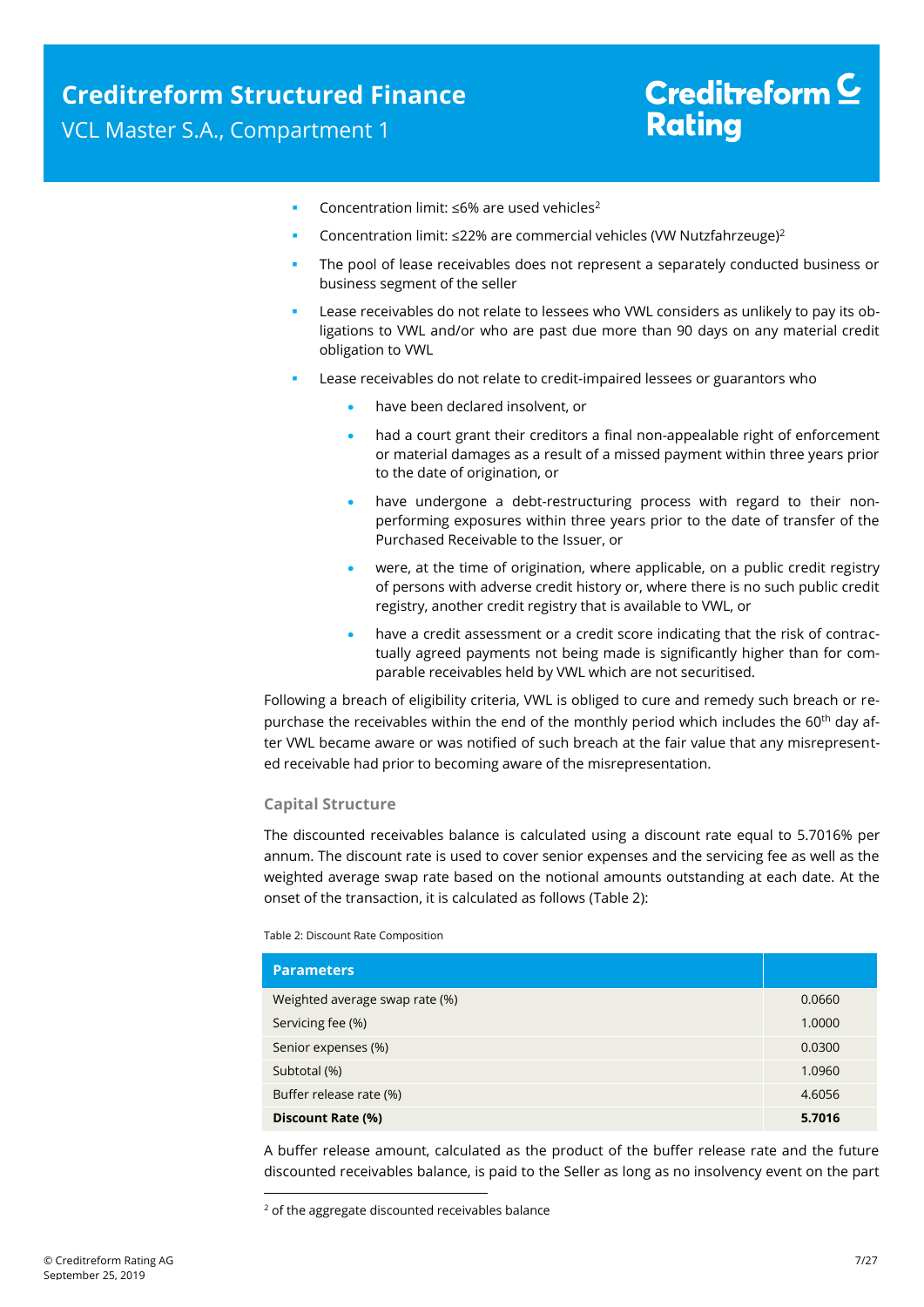- Concentration limit: ≤6% are used vehicles[2]
- Concentration limit: ≤22% are commercial vehicles (VW Nutzfahrzeuge)[2]
- The pool of lease receivables does not represent a separately conducted business or business segment of the seller
- Lease receivables do not relate to lessees who VWL considers as unlikely to pay its obligations to VWL and/or who are past due more than 90 days on any material credit obligation to VWL
- Lease receivables do not relate to credit-impaired lessees or guarantors who
  - have been declared insolvent, or
  - had a court grant their creditors a final non-appealable right of enforcement or material damages as a result of a missed payment within three years prior to the date of origination, or
  - have undergone a debt-restructuring process with regard to their non-performing exposures within three years prior to the date of transfer of the Purchased Receivable to the Issuer, or
  - were, at the time of origination, where applicable, on a public credit registry of persons with adverse credit history or, where there is no such public credit registry, another credit registry that is available to VWL, or
  - have a credit assessment or a credit score indicating that the risk of contractually agreed payments not being made is significantly higher than for comparable receivables held by VWL which are not securitised.

Following a breach of eligibility criteria, VWL is obliged to cure and remedy such breach or repurchase the receivables within the end of the monthly period which includes the 60th day after VWL became aware or was notified of such breach at the fair value that any misrepresented receivable had prior to becoming aware of the misrepresentation.

### Capital Structure

The discounted receivables balance is calculated using a discount rate equal to 5.7016% per annum. The discount rate is used to cover senior expenses and the servicing fee as well as the weighted average swap rate based on the notional amounts outstanding at each date. At the onset of the transaction, it is calculated as follows (Table 2):

Table 2: Discount Rate Composition

| Parameters | |
|---|---|
| Weighted average swap rate (%) | 0.0660 |
| Servicing fee (%) | 1.0000 |
| Senior expenses (%) | 0.0300 |
| Subtotal (%) | 1.0960 |
| Buffer release rate (%) | 4.6056 |
| **Discount Rate (%)** | **5.7016** |

A buffer release amount, calculated as the product of the buffer release rate and the future discounted receivables balance, is paid to the Seller as long as no insolvency event on the part

[2] of the aggregate discounted receivables balance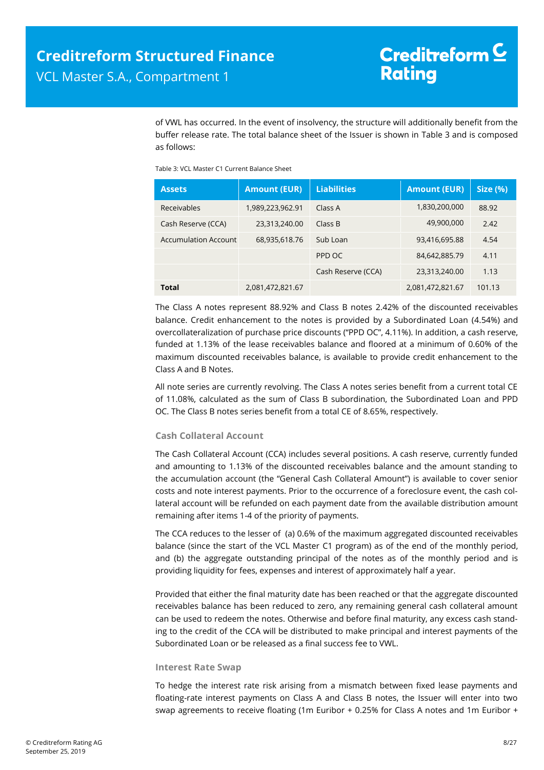of VWL has occurred. In the event of insolvency, the structure will additionally benefit from the buffer release rate. The total balance sheet of the Issuer is shown in Table 3 and is composed as follows:

Table 3: VCL Master C1 Current Balance Sheet

| Assets | Amount (EUR) | Liabilities | Amount (EUR) | Size (%) |
|---|---|---|---|---|
| Receivables | 1,989,223,962.91 | Class A | 1,830,200,000 | 88.92 |
| Cash Reserve (CCA) | 23,313,240.00 | Class B | 49,900,000 | 2.42 |
| Accumulation Account | 68,935,618.76 | Sub Loan | 93,416,695.88 | 4.54 |
| | | PPD OC | 84,642,885.79 | 4.11 |
| | | Cash Reserve (CCA) | 23,313,240.00 | 1.13 |
| **Total** | 2,081,472,821.67 | | 2,081,472,821.67 | 101.13 |

The Class A notes represent 88.92% and Class B notes 2.42% of the discounted receivables balance. Credit enhancement to the notes is provided by a Subordinated Loan (4.54%) and overcollateralization of purchase price discounts ("PPD OC", 4.11%). In addition, a cash reserve, funded at 1.13% of the lease receivables balance and floored at a minimum of 0.60% of the maximum discounted receivables balance, is available to provide credit enhancement to the Class A and B Notes.

All note series are currently revolving. The Class A notes series benefit from a current total CE of 11.08%, calculated as the sum of Class B subordination, the Subordinated Loan and PPD OC. The Class B notes series benefit from a total CE of 8.65%, respectively.

### Cash Collateral Account

The Cash Collateral Account (CCA) includes several positions. A cash reserve, currently funded and amounting to 1.13% of the discounted receivables balance and the amount standing to the accumulation account (the "General Cash Collateral Amount") is available to cover senior costs and note interest payments. Prior to the occurrence of a foreclosure event, the cash collateral account will be refunded on each payment date from the available distribution amount remaining after items 1-4 of the priority of payments.

The CCA reduces to the lesser of (a) 0.6% of the maximum aggregated discounted receivables balance (since the start of the VCL Master C1 program) as of the end of the monthly period, and (b) the aggregate outstanding principal of the notes as of the monthly period and is providing liquidity for fees, expenses and interest of approximately half a year.

Provided that either the final maturity date has been reached or that the aggregate discounted receivables balance has been reduced to zero, any remaining general cash collateral amount can be used to redeem the notes. Otherwise and before final maturity, any excess cash standing to the credit of the CCA will be distributed to make principal and interest payments of the Subordinated Loan or be released as a final success fee to VWL.

### Interest Rate Swap

To hedge the interest rate risk arising from a mismatch between fixed lease payments and floating-rate interest payments on Class A and Class B notes, the Issuer will enter into two swap agreements to receive floating (1m Euribor + 0.25% for Class A notes and 1m Euribor +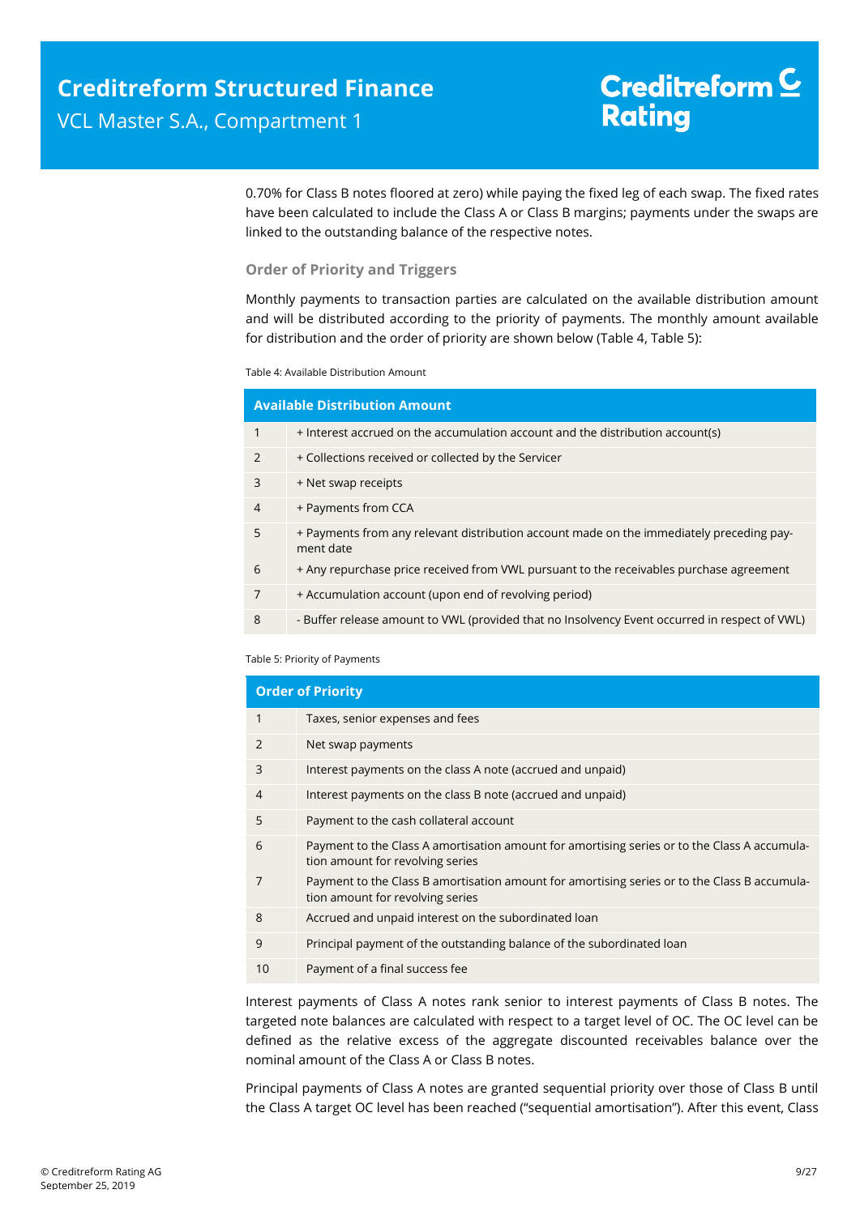0.70% for Class B notes floored at zero) while paying the fixed leg of each swap. The fixed rates have been calculated to include the Class A or Class B margins; payments under the swaps are linked to the outstanding balance of the respective notes.

### Order of Priority and Triggers

Monthly payments to transaction parties are calculated on the available distribution amount and will be distributed according to the priority of payments. The monthly amount available for distribution and the order of priority are shown below (Table 4, Table 5):

Table 4: Available Distribution Amount

| Available Distribution Amount | |
|---|---|
| 1 | + Interest accrued on the accumulation account and the distribution account(s) |
| 2 | + Collections received or collected by the Servicer |
| 3 | + Net swap receipts |
| 4 | + Payments from CCA |
| 5 | + Payments from any relevant distribution account made on the immediately preceding payment date |
| 6 | + Any repurchase price received from VWL pursuant to the receivables purchase agreement |
| 7 | + Accumulation account (upon end of revolving period) |
| 8 | - Buffer release amount to VWL (provided that no Insolvency Event occurred in respect of VWL) |

Table 5: Priority of Payments

| Order of Priority | |
|---|---|
| 1 | Taxes, senior expenses and fees |
| 2 | Net swap payments |
| 3 | Interest payments on the class A note (accrued and unpaid) |
| 4 | Interest payments on the class B note (accrued and unpaid) |
| 5 | Payment to the cash collateral account |
| 6 | Payment to the Class A amortisation amount for amortising series or to the Class A accumulation amount for revolving series |
| 7 | Payment to the Class B amortisation amount for amortising series or to the Class B accumulation amount for revolving series |
| 8 | Accrued and unpaid interest on the subordinated loan |
| 9 | Principal payment of the outstanding balance of the subordinated loan |
| 10 | Payment of a final success fee |

Interest payments of Class A notes rank senior to interest payments of Class B notes. The targeted note balances are calculated with respect to a target level of OC. The OC level can be defined as the relative excess of the aggregate discounted receivables balance over the nominal amount of the Class A or Class B notes.

Principal payments of Class A notes are granted sequential priority over those of Class B until the Class A target OC level has been reached ("sequential amortisation"). After this event, Class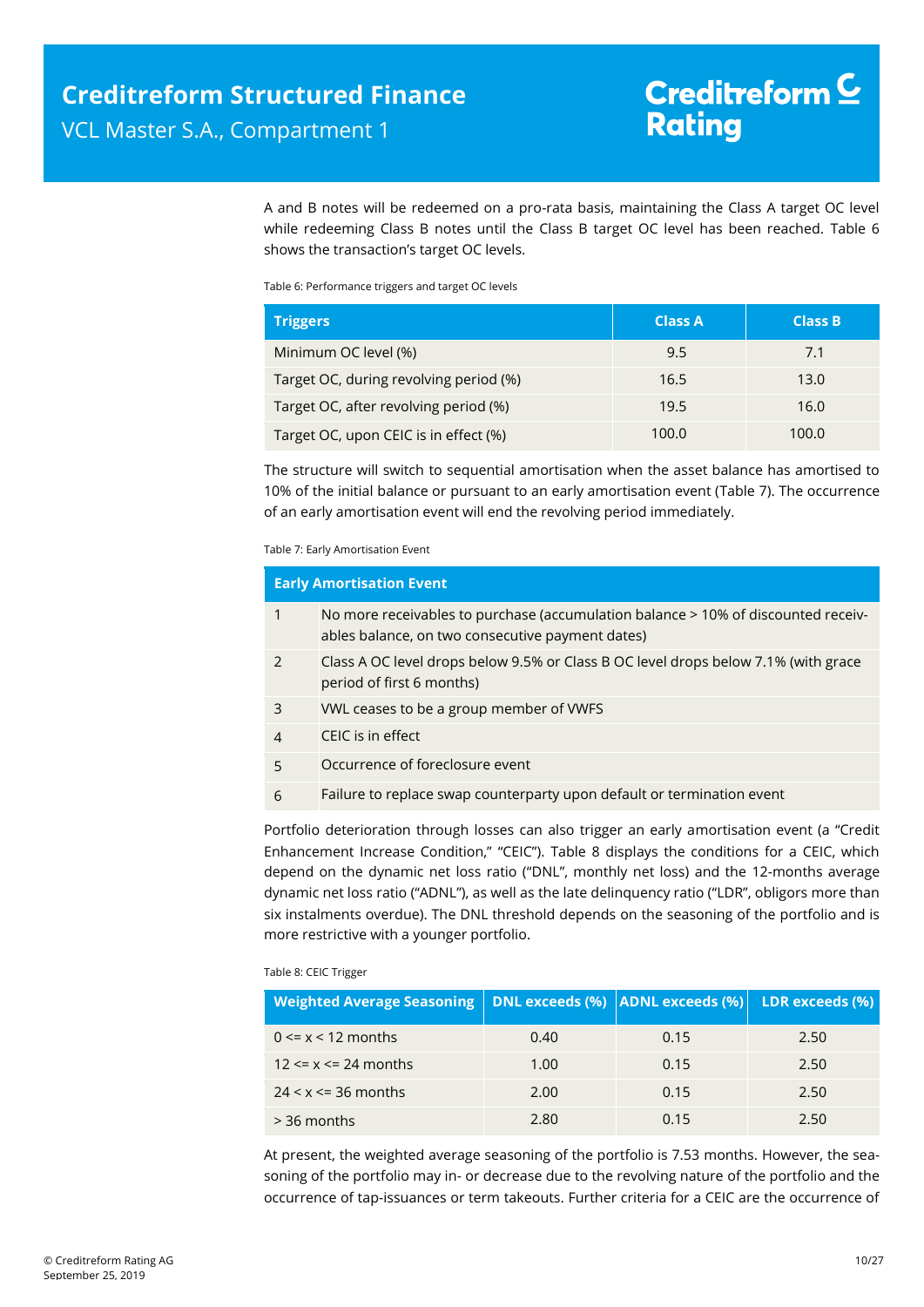A and B notes will be redeemed on a pro-rata basis, maintaining the Class A target OC level while redeeming Class B notes until the Class B target OC level has been reached. Table 6 shows the transaction's target OC levels.

Table 6: Performance triggers and target OC levels

| Triggers | Class A | Class B |
|---|---|---|
| Minimum OC level (%) | 9.5 | 7.1 |
| Target OC, during revolving period (%) | 16.5 | 13.0 |
| Target OC, after revolving period (%) | 19.5 | 16.0 |
| Target OC, upon CEIC is in effect (%) | 100.0 | 100.0 |

The structure will switch to sequential amortisation when the asset balance has amortised to 10% of the initial balance or pursuant to an early amortisation event (Table 7). The occurrence of an early amortisation event will end the revolving period immediately.

Table 7: Early Amortisation Event

| Early Amortisation Event | |
|---|---|
| 1 | No more receivables to purchase (accumulation balance > 10% of discounted receivables balance, on two consecutive payment dates) |
| 2 | Class A OC level drops below 9.5% or Class B OC level drops below 7.1% (with grace period of first 6 months) |
| 3 | VWL ceases to be a group member of VWFS |
| 4 | CEIC is in effect |
| 5 | Occurrence of foreclosure event |
| 6 | Failure to replace swap counterparty upon default or termination event |

Portfolio deterioration through losses can also trigger an early amortisation event (a "Credit Enhancement Increase Condition," "CEIC"). Table 8 displays the conditions for a CEIC, which depend on the dynamic net loss ratio ("DNL", monthly net loss) and the 12-months average dynamic net loss ratio ("ADNL"), as well as the late delinquency ratio ("LDR", obligors more than six instalments overdue). The DNL threshold depends on the seasoning of the portfolio and is more restrictive with a younger portfolio.

Table 8: CEIC Trigger

| Weighted Average Seasoning | DNL exceeds (%) | ADNL exceeds (%) | LDR exceeds (%) |
|---|---|---|---|
| 0 <= x < 12 months | 0.40 | 0.15 | 2.50 |
| 12 <= x <= 24 months | 1.00 | 0.15 | 2.50 |
| 24 < x <= 36 months | 2.00 | 0.15 | 2.50 |
| > 36 months | 2.80 | 0.15 | 2.50 |

At present, the weighted average seasoning of the portfolio is 7.53 months. However, the seasoning of the portfolio may in- or decrease due to the revolving nature of the portfolio and the occurrence of tap-issuances or term takeouts. Further criteria for a CEIC are the occurrence of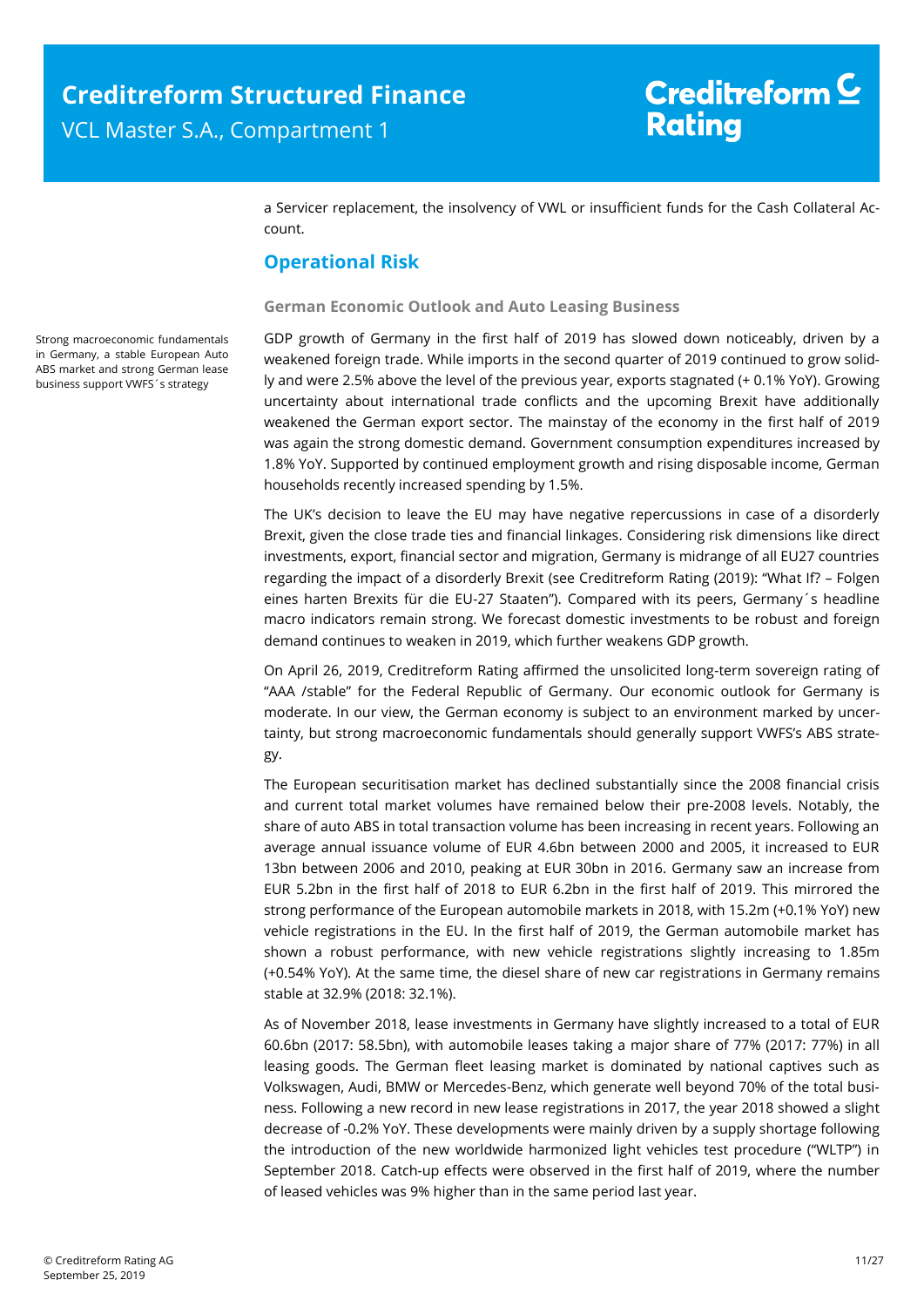a Servicer replacement, the insolvency of VWL or insufficient funds for the Cash Collateral Account.

## Operational Risk

### German Economic Outlook and Auto Leasing Business

Strong macroeconomic fundamentals in Germany, a stable European Auto ABS market and strong German lease business support VWFS´s strategy

GDP growth of Germany in the first half of 2019 has slowed down noticeably, driven by a weakened foreign trade. While imports in the second quarter of 2019 continued to grow solidly and were 2.5% above the level of the previous year, exports stagnated (+ 0.1% YoY). Growing uncertainty about international trade conflicts and the upcoming Brexit have additionally weakened the German export sector. The mainstay of the economy in the first half of 2019 was again the strong domestic demand. Government consumption expenditures increased by 1.8% YoY. Supported by continued employment growth and rising disposable income, German households recently increased spending by 1.5%.

The UK's decision to leave the EU may have negative repercussions in case of a disorderly Brexit, given the close trade ties and financial linkages. Considering risk dimensions like direct investments, export, financial sector and migration, Germany is midrange of all EU27 countries regarding the impact of a disorderly Brexit (see Creditreform Rating (2019): "What If? – Folgen eines harten Brexits für die EU-27 Staaten"). Compared with its peers, Germany´s headline macro indicators remain strong. We forecast domestic investments to be robust and foreign demand continues to weaken in 2019, which further weakens GDP growth.

On April 26, 2019, Creditreform Rating affirmed the unsolicited long-term sovereign rating of "AAA /stable" for the Federal Republic of Germany. Our economic outlook for Germany is moderate. In our view, the German economy is subject to an environment marked by uncertainty, but strong macroeconomic fundamentals should generally support VWFS's ABS strategy.

The European securitisation market has declined substantially since the 2008 financial crisis and current total market volumes have remained below their pre-2008 levels. Notably, the share of auto ABS in total transaction volume has been increasing in recent years. Following an average annual issuance volume of EUR 4.6bn between 2000 and 2005, it increased to EUR 13bn between 2006 and 2010, peaking at EUR 30bn in 2016. Germany saw an increase from EUR 5.2bn in the first half of 2018 to EUR 6.2bn in the first half of 2019. This mirrored the strong performance of the European automobile markets in 2018, with 15.2m (+0.1% YoY) new vehicle registrations in the EU. In the first half of 2019, the German automobile market has shown a robust performance, with new vehicle registrations slightly increasing to 1.85m (+0.54% YoY). At the same time, the diesel share of new car registrations in Germany remains stable at 32.9% (2018: 32.1%).

As of November 2018, lease investments in Germany have slightly increased to a total of EUR 60.6bn (2017: 58.5bn), with automobile leases taking a major share of 77% (2017: 77%) in all leasing goods. The German fleet leasing market is dominated by national captives such as Volkswagen, Audi, BMW or Mercedes-Benz, which generate well beyond 70% of the total business. Following a new record in new lease registrations in 2017, the year 2018 showed a slight decrease of -0.2% YoY. These developments were mainly driven by a supply shortage following the introduction of the new worldwide harmonized light vehicles test procedure ("WLTP") in September 2018. Catch-up effects were observed in the first half of 2019, where the number of leased vehicles was 9% higher than in the same period last year.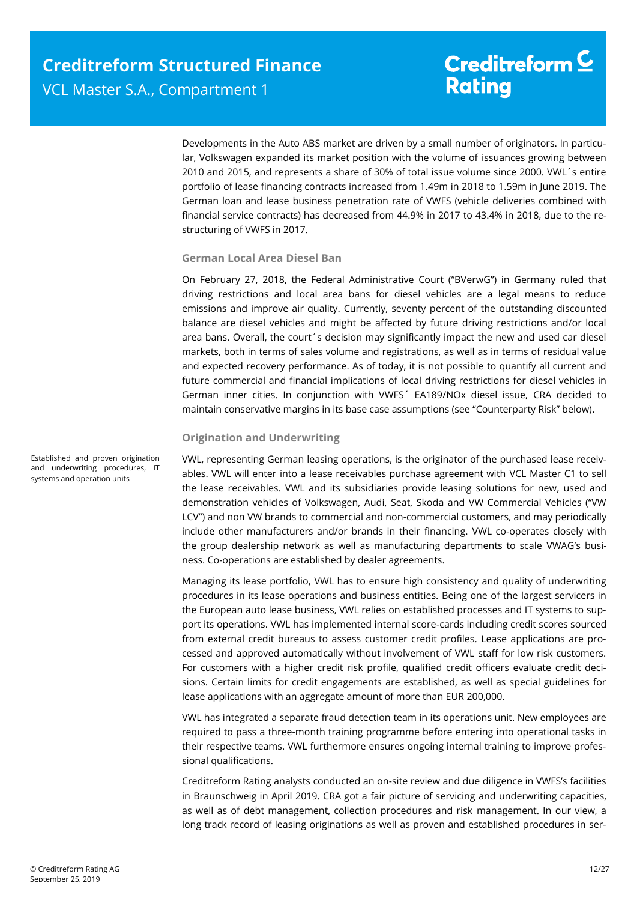Developments in the Auto ABS market are driven by a small number of originators. In particular, Volkswagen expanded its market position with the volume of issuances growing between 2010 and 2015, and represents a share of 30% of total issue volume since 2000. VWL´s entire portfolio of lease financing contracts increased from 1.49m in 2018 to 1.59m in June 2019. The German loan and lease business penetration rate of VWFS (vehicle deliveries combined with financial service contracts) has decreased from 44.9% in 2017 to 43.4% in 2018, due to the restructuring of VWFS in 2017.

### German Local Area Diesel Ban

On February 27, 2018, the Federal Administrative Court ("BVerwG") in Germany ruled that driving restrictions and local area bans for diesel vehicles are a legal means to reduce emissions and improve air quality. Currently, seventy percent of the outstanding discounted balance are diesel vehicles and might be affected by future driving restrictions and/or local area bans. Overall, the court´s decision may significantly impact the new and used car diesel markets, both in terms of sales volume and registrations, as well as in terms of residual value and expected recovery performance. As of today, it is not possible to quantify all current and future commercial and financial implications of local driving restrictions for diesel vehicles in German inner cities. In conjunction with VWFS´ EA189/NOx diesel issue, CRA decided to maintain conservative margins in its base case assumptions (see "Counterparty Risk" below).

### Origination and Underwriting

Established and proven origination and underwriting procedures, IT systems and operation units

VWL, representing German leasing operations, is the originator of the purchased lease receivables. VWL will enter into a lease receivables purchase agreement with VCL Master C1 to sell the lease receivables. VWL and its subsidiaries provide leasing solutions for new, used and demonstration vehicles of Volkswagen, Audi, Seat, Skoda and VW Commercial Vehicles ("VW LCV") and non VW brands to commercial and non-commercial customers, and may periodically include other manufacturers and/or brands in their financing. VWL co-operates closely with the group dealership network as well as manufacturing departments to scale VWAG's business. Co-operations are established by dealer agreements.

Managing its lease portfolio, VWL has to ensure high consistency and quality of underwriting procedures in its lease operations and business entities. Being one of the largest servicers in the European auto lease business, VWL relies on established processes and IT systems to support its operations. VWL has implemented internal score-cards including credit scores sourced from external credit bureaus to assess customer credit profiles. Lease applications are processed and approved automatically without involvement of VWL staff for low risk customers. For customers with a higher credit risk profile, qualified credit officers evaluate credit decisions. Certain limits for credit engagements are established, as well as special guidelines for lease applications with an aggregate amount of more than EUR 200,000.

VWL has integrated a separate fraud detection team in its operations unit. New employees are required to pass a three-month training programme before entering into operational tasks in their respective teams. VWL furthermore ensures ongoing internal training to improve professional qualifications.

Creditreform Rating analysts conducted an on-site review and due diligence in VWFS's facilities in Braunschweig in April 2019. CRA got a fair picture of servicing and underwriting capacities, as well as of debt management, collection procedures and risk management. In our view, a long track record of leasing originations as well as proven and established procedures in ser-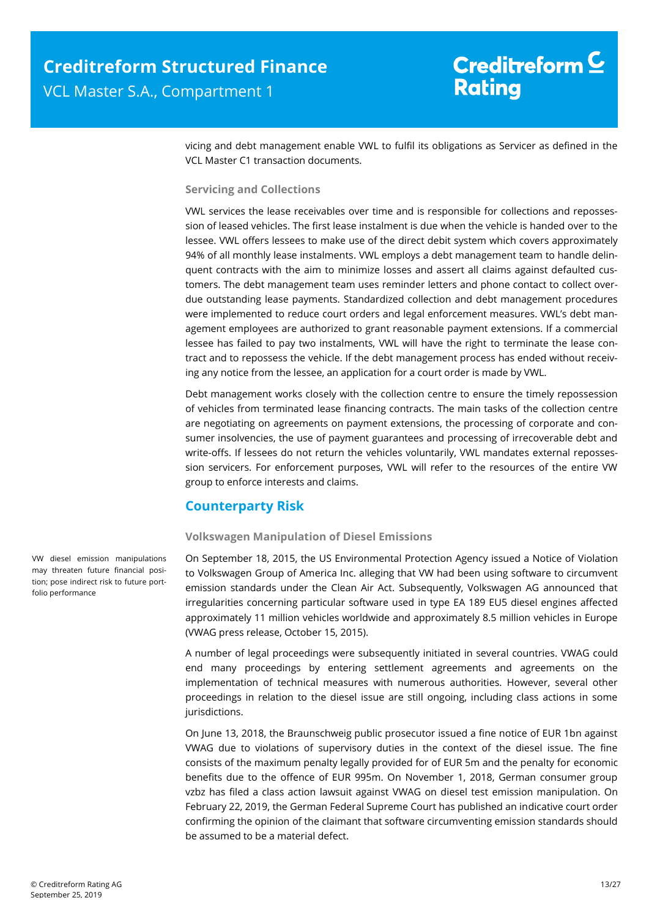vicing and debt management enable VWL to fulfil its obligations as Servicer as defined in the VCL Master C1 transaction documents.

### Servicing and Collections

VWL services the lease receivables over time and is responsible for collections and repossession of leased vehicles. The first lease instalment is due when the vehicle is handed over to the lessee. VWL offers lessees to make use of the direct debit system which covers approximately 94% of all monthly lease instalments. VWL employs a debt management team to handle delinquent contracts with the aim to minimize losses and assert all claims against defaulted customers. The debt management team uses reminder letters and phone contact to collect overdue outstanding lease payments. Standardized collection and debt management procedures were implemented to reduce court orders and legal enforcement measures. VWL's debt management employees are authorized to grant reasonable payment extensions. If a commercial lessee has failed to pay two instalments, VWL will have the right to terminate the lease contract and to repossess the vehicle. If the debt management process has ended without receiving any notice from the lessee, an application for a court order is made by VWL.

Debt management works closely with the collection centre to ensure the timely repossession of vehicles from terminated lease financing contracts. The main tasks of the collection centre are negotiating on agreements on payment extensions, the processing of corporate and consumer insolvencies, the use of payment guarantees and processing of irrecoverable debt and write-offs. If lessees do not return the vehicles voluntarily, VWL mandates external repossession servicers. For enforcement purposes, VWL will refer to the resources of the entire VW group to enforce interests and claims.

## Counterparty Risk

### Volkswagen Manipulation of Diesel Emissions

VW diesel emission manipulations may threaten future financial position; pose indirect risk to future portfolio performance

On September 18, 2015, the US Environmental Protection Agency issued a Notice of Violation to Volkswagen Group of America Inc. alleging that VW had been using software to circumvent emission standards under the Clean Air Act. Subsequently, Volkswagen AG announced that irregularities concerning particular software used in type EA 189 EU5 diesel engines affected approximately 11 million vehicles worldwide and approximately 8.5 million vehicles in Europe (VWAG press release, October 15, 2015).

A number of legal proceedings were subsequently initiated in several countries. VWAG could end many proceedings by entering settlement agreements and agreements on the implementation of technical measures with numerous authorities. However, several other proceedings in relation to the diesel issue are still ongoing, including class actions in some jurisdictions.

On June 13, 2018, the Braunschweig public prosecutor issued a fine notice of EUR 1bn against VWAG due to violations of supervisory duties in the context of the diesel issue. The fine consists of the maximum penalty legally provided for of EUR 5m and the penalty for economic benefits due to the offence of EUR 995m. On November 1, 2018, German consumer group vzbz has filed a class action lawsuit against VWAG on diesel test emission manipulation. On February 22, 2019, the German Federal Supreme Court has published an indicative court order confirming the opinion of the claimant that software circumventing emission standards should be assumed to be a material defect.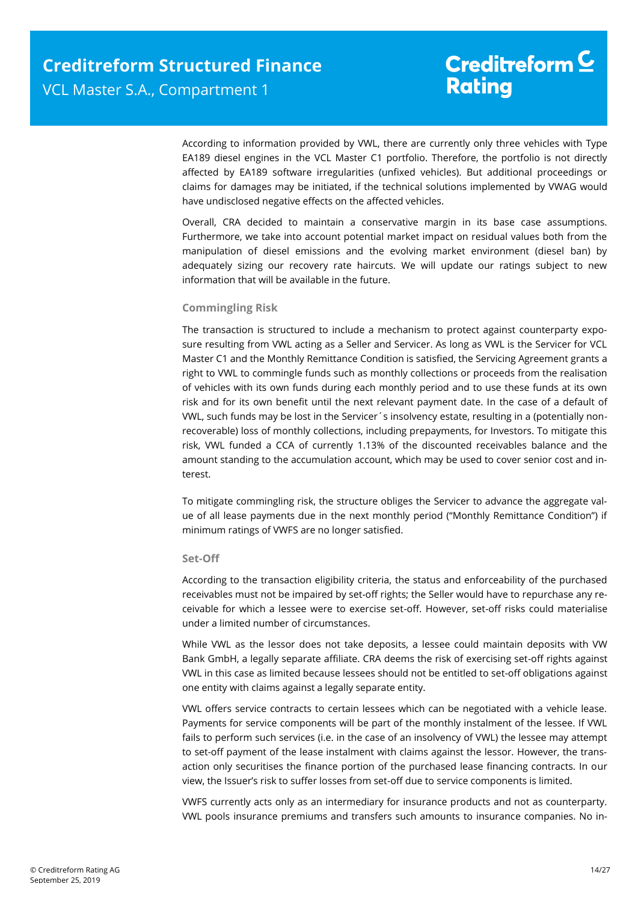According to information provided by VWL, there are currently only three vehicles with Type EA189 diesel engines in the VCL Master C1 portfolio. Therefore, the portfolio is not directly affected by EA189 software irregularities (unfixed vehicles). But additional proceedings or claims for damages may be initiated, if the technical solutions implemented by VWAG would have undisclosed negative effects on the affected vehicles.

Overall, CRA decided to maintain a conservative margin in its base case assumptions. Furthermore, we take into account potential market impact on residual values both from the manipulation of diesel emissions and the evolving market environment (diesel ban) by adequately sizing our recovery rate haircuts. We will update our ratings subject to new information that will be available in the future.

### Commingling Risk

The transaction is structured to include a mechanism to protect against counterparty exposure resulting from VWL acting as a Seller and Servicer. As long as VWL is the Servicer for VCL Master C1 and the Monthly Remittance Condition is satisfied, the Servicing Agreement grants a right to VWL to commingle funds such as monthly collections or proceeds from the realisation of vehicles with its own funds during each monthly period and to use these funds at its own risk and for its own benefit until the next relevant payment date. In the case of a default of VWL, such funds may be lost in the Servicer´s insolvency estate, resulting in a (potentially non-recoverable) loss of monthly collections, including prepayments, for Investors. To mitigate this risk, VWL funded a CCA of currently 1.13% of the discounted receivables balance and the amount standing to the accumulation account, which may be used to cover senior cost and interest.

To mitigate commingling risk, the structure obliges the Servicer to advance the aggregate value of all lease payments due in the next monthly period ("Monthly Remittance Condition") if minimum ratings of VWFS are no longer satisfied.

### Set-Off

According to the transaction eligibility criteria, the status and enforceability of the purchased receivables must not be impaired by set-off rights; the Seller would have to repurchase any receivable for which a lessee were to exercise set-off. However, set-off risks could materialise under a limited number of circumstances.

While VWL as the lessor does not take deposits, a lessee could maintain deposits with VW Bank GmbH, a legally separate affiliate. CRA deems the risk of exercising set-off rights against VWL in this case as limited because lessees should not be entitled to set-off obligations against one entity with claims against a legally separate entity.

VWL offers service contracts to certain lessees which can be negotiated with a vehicle lease. Payments for service components will be part of the monthly instalment of the lessee. If VWL fails to perform such services (i.e. in the case of an insolvency of VWL) the lessee may attempt to set-off payment of the lease instalment with claims against the lessor. However, the transaction only securitises the finance portion of the purchased lease financing contracts. In our view, the Issuer's risk to suffer losses from set-off due to service components is limited.

VWFS currently acts only as an intermediary for insurance products and not as counterparty. VWL pools insurance premiums and transfers such amounts to insurance companies. No in-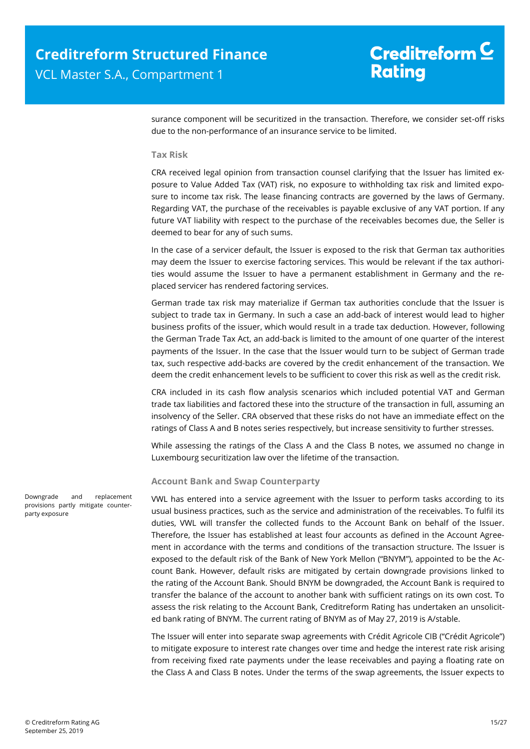surance component will be securitized in the transaction. Therefore, we consider set-off risks due to the non-performance of an insurance service to be limited.

### Tax Risk

CRA received legal opinion from transaction counsel clarifying that the Issuer has limited exposure to Value Added Tax (VAT) risk, no exposure to withholding tax risk and limited exposure to income tax risk. The lease financing contracts are governed by the laws of Germany. Regarding VAT, the purchase of the receivables is payable exclusive of any VAT portion. If any future VAT liability with respect to the purchase of the receivables becomes due, the Seller is deemed to bear for any of such sums.

In the case of a servicer default, the Issuer is exposed to the risk that German tax authorities may deem the Issuer to exercise factoring services. This would be relevant if the tax authorities would assume the Issuer to have a permanent establishment in Germany and the replaced servicer has rendered factoring services.

German trade tax risk may materialize if German tax authorities conclude that the Issuer is subject to trade tax in Germany. In such a case an add-back of interest would lead to higher business profits of the issuer, which would result in a trade tax deduction. However, following the German Trade Tax Act, an add-back is limited to the amount of one quarter of the interest payments of the Issuer. In the case that the Issuer would turn to be subject of German trade tax, such respective add-backs are covered by the credit enhancement of the transaction. We deem the credit enhancement levels to be sufficient to cover this risk as well as the credit risk.

CRA included in its cash flow analysis scenarios which included potential VAT and German trade tax liabilities and factored these into the structure of the transaction in full, assuming an insolvency of the Seller. CRA observed that these risks do not have an immediate effect on the ratings of Class A and B notes series respectively, but increase sensitivity to further stresses.

While assessing the ratings of the Class A and the Class B notes, we assumed no change in Luxembourg securitization law over the lifetime of the transaction.

### Account Bank and Swap Counterparty

Downgrade and replacement provisions partly mitigate counterparty exposure

VWL has entered into a service agreement with the Issuer to perform tasks according to its usual business practices, such as the service and administration of the receivables. To fulfil its duties, VWL will transfer the collected funds to the Account Bank on behalf of the Issuer. Therefore, the Issuer has established at least four accounts as defined in the Account Agreement in accordance with the terms and conditions of the transaction structure. The Issuer is exposed to the default risk of the Bank of New York Mellon ("BNYM"), appointed to be the Account Bank. However, default risks are mitigated by certain downgrade provisions linked to the rating of the Account Bank. Should BNYM be downgraded, the Account Bank is required to transfer the balance of the account to another bank with sufficient ratings on its own cost. To assess the risk relating to the Account Bank, Creditreform Rating has undertaken an unsolicited bank rating of BNYM. The current rating of BNYM as of May 27, 2019 is A/stable.

The Issuer will enter into separate swap agreements with Crédit Agricole CIB ("Crédit Agricole") to mitigate exposure to interest rate changes over time and hedge the interest rate risk arising from receiving fixed rate payments under the lease receivables and paying a floating rate on the Class A and Class B notes. Under the terms of the swap agreements, the Issuer expects to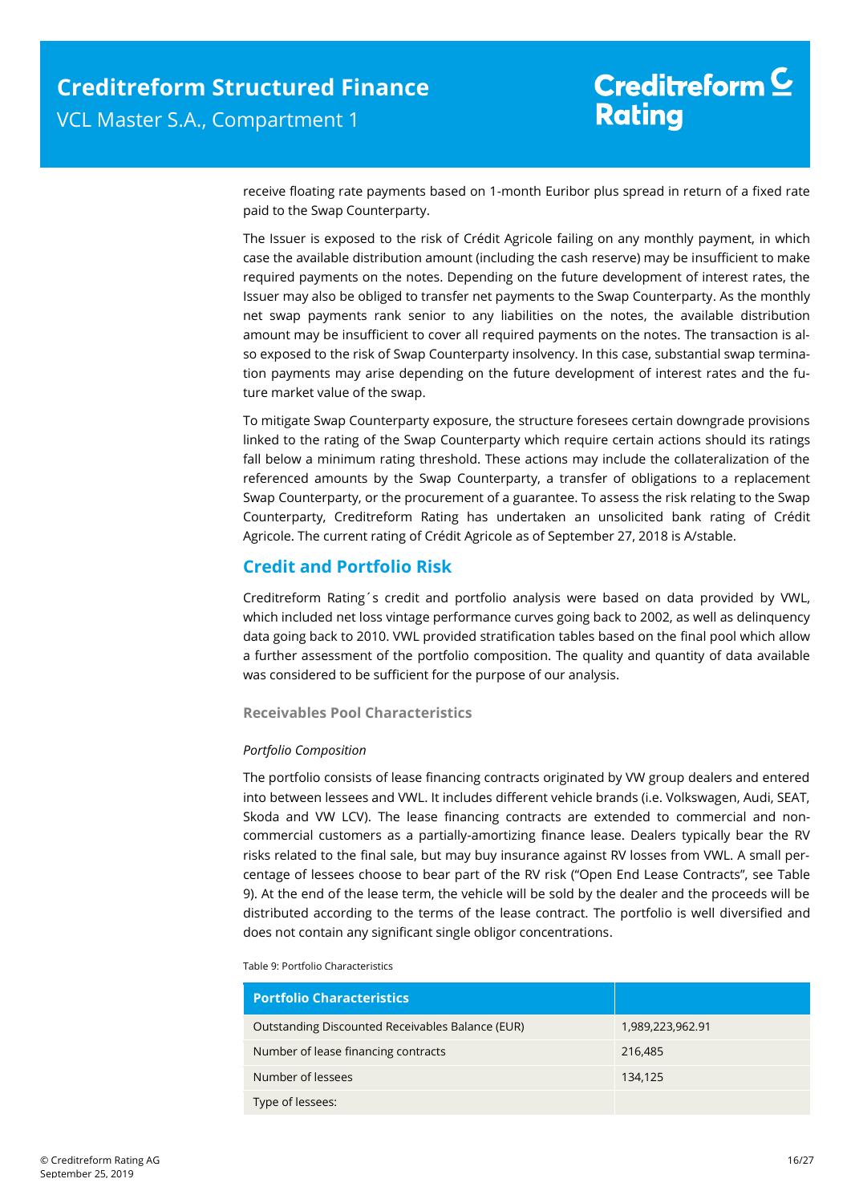receive floating rate payments based on 1-month Euribor plus spread in return of a fixed rate paid to the Swap Counterparty.

The Issuer is exposed to the risk of Crédit Agricole failing on any monthly payment, in which case the available distribution amount (including the cash reserve) may be insufficient to make required payments on the notes. Depending on the future development of interest rates, the Issuer may also be obliged to transfer net payments to the Swap Counterparty. As the monthly net swap payments rank senior to any liabilities on the notes, the available distribution amount may be insufficient to cover all required payments on the notes. The transaction is also exposed to the risk of Swap Counterparty insolvency. In this case, substantial swap termination payments may arise depending on the future development of interest rates and the future market value of the swap.

To mitigate Swap Counterparty exposure, the structure foresees certain downgrade provisions linked to the rating of the Swap Counterparty which require certain actions should its ratings fall below a minimum rating threshold. These actions may include the collateralization of the referenced amounts by the Swap Counterparty, a transfer of obligations to a replacement Swap Counterparty, or the procurement of a guarantee. To assess the risk relating to the Swap Counterparty, Creditreform Rating has undertaken an unsolicited bank rating of Crédit Agricole. The current rating of Crédit Agricole as of September 27, 2018 is A/stable.

## Credit and Portfolio Risk

Creditreform Rating´s credit and portfolio analysis were based on data provided by VWL, which included net loss vintage performance curves going back to 2002, as well as delinquency data going back to 2010. VWL provided stratification tables based on the final pool which allow a further assessment of the portfolio composition. The quality and quantity of data available was considered to be sufficient for the purpose of our analysis.

### Receivables Pool Characteristics

*Portfolio Composition*

The portfolio consists of lease financing contracts originated by VW group dealers and entered into between lessees and VWL. It includes different vehicle brands (i.e. Volkswagen, Audi, SEAT, Skoda and VW LCV). The lease financing contracts are extended to commercial and non-commercial customers as a partially-amortizing finance lease. Dealers typically bear the RV risks related to the final sale, but may buy insurance against RV losses from VWL. A small percentage of lessees choose to bear part of the RV risk ("Open End Lease Contracts", see Table 9). At the end of the lease term, the vehicle will be sold by the dealer and the proceeds will be distributed according to the terms of the lease contract. The portfolio is well diversified and does not contain any significant single obligor concentrations.

Table 9: Portfolio Characteristics

| Portfolio Characteristics | |
|---|---|
| Outstanding Discounted Receivables Balance (EUR) | 1,989,223,962.91 |
| Number of lease financing contracts | 216,485 |
| Number of lessees | 134,125 |
| Type of lessees: | |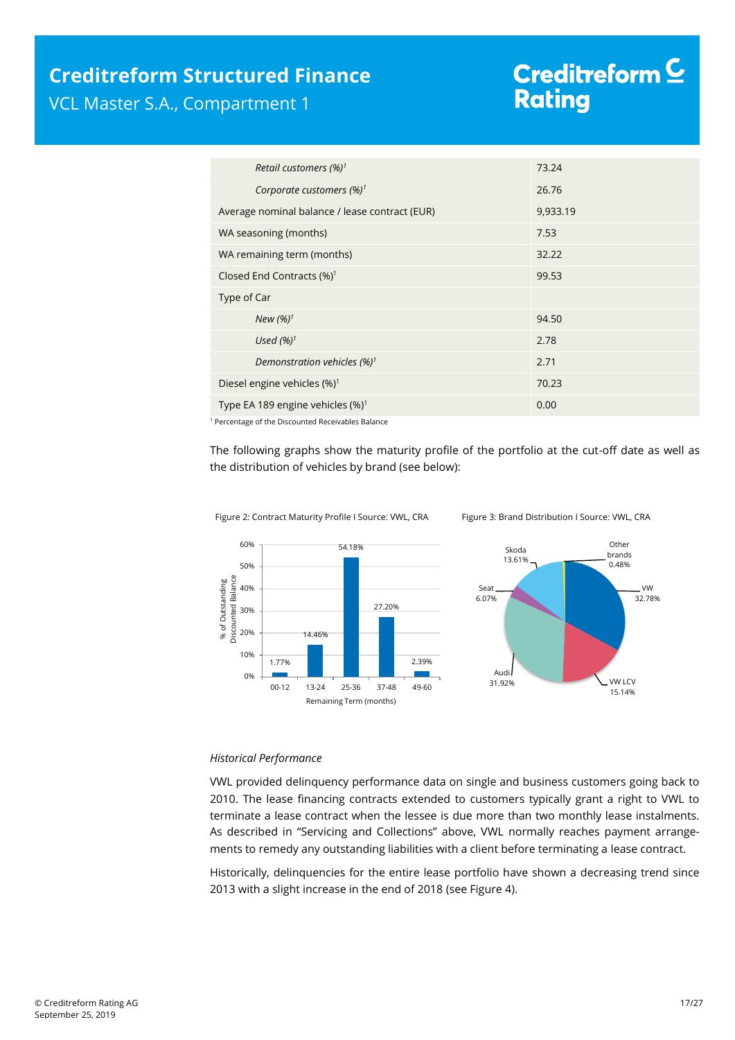| | |
|---|---|
| *Retail customers (%)*[1] | 73.24 |
| *Corporate customers (%)*[1] | 26.76 |
| Average nominal balance / lease contract (EUR) | 9,933.19 |
| WA seasoning (months) | 7.53 |
| WA remaining term (months) | 32.22 |
| Closed End Contracts (%)[1] | 99.53 |
| Type of Car | |
| *New (%)*[1] | 94.50 |
| *Used (%)*[1] | 2.78 |
| *Demonstration vehicles (%)*[1] | 2.71 |
| Diesel engine vehicles (%)[1] | 70.23 |
| Type EA 189 engine vehicles (%)[1] | 0.00 |

[1] Percentage of the Discounted Receivables Balance

The following graphs show the maturity profile of the portfolio at the cut-off date as well as the distribution of vehicles by brand (see below):

Figure 2: Contract Maturity Profile I Source: VWL, CRA

| Remaining Term (months) | % of Outstanding Discounted Balance |
|---|---|
| 00-12 | 1.77% |
| 13-24 | 14.46% |
| 25-36 | 54.18% |
| 37-48 | 27.20% |
| 49-60 | 2.39% |

Figure 3: Brand Distribution I Source: VWL, CRA

| Brand | Share |
|---|---|
| VW | 32.78% |
| VW LCV | 15.14% |
| Audi | 31.92% |
| Seat | 6.07% |
| Skoda | 13.61% |
| Other brands | 0.48% |

*Historical Performance*

VWL provided delinquency performance data on single and business customers going back to 2010. The lease financing contracts extended to customers typically grant a right to VWL to terminate a lease contract when the lessee is due more than two monthly lease instalments. As described in "Servicing and Collections" above, VWL normally reaches payment arrangements to remedy any outstanding liabilities with a client before terminating a lease contract.

Historically, delinquencies for the entire lease portfolio have shown a decreasing trend since 2013 with a slight increase in the end of 2018 (see Figure 4).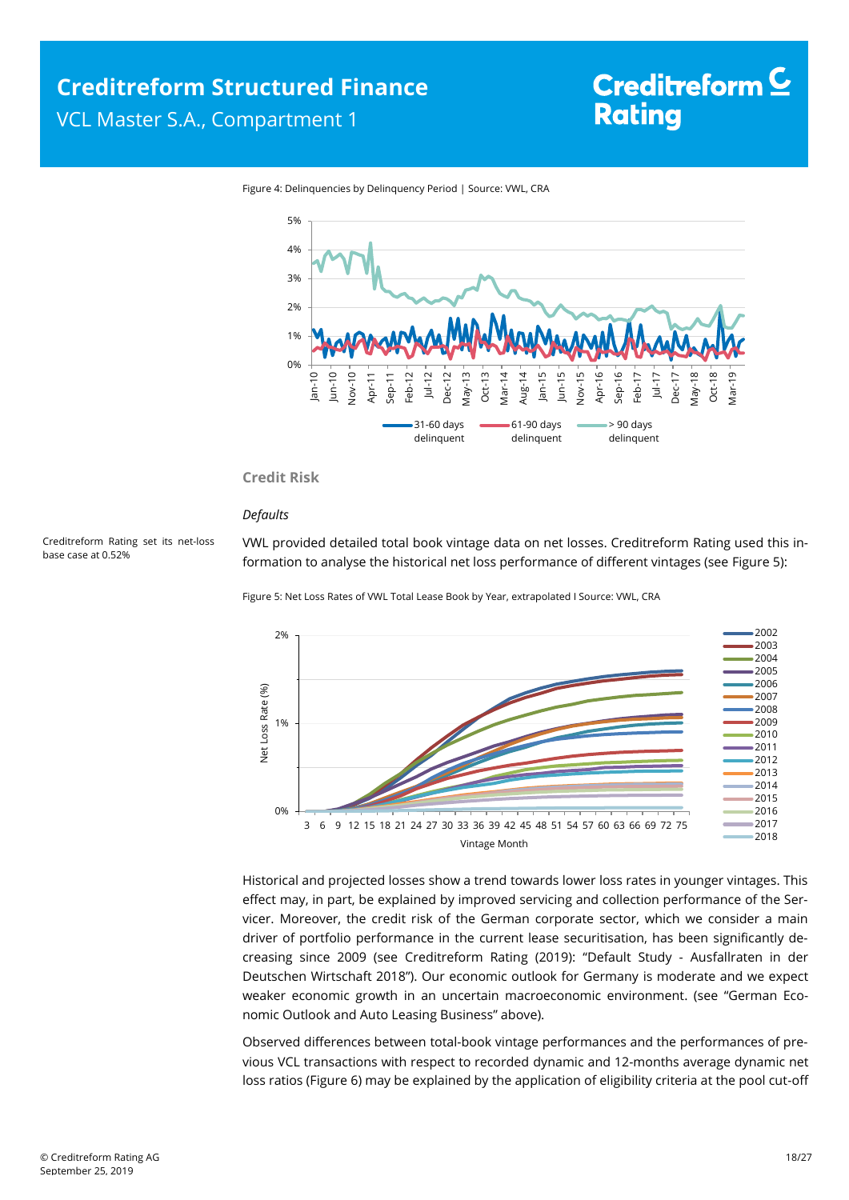Figure 4: Delinquencies by Delinquency Period | Source: VWL, CRA

### Credit Risk

*Defaults*

Creditreform Rating set its net-loss base case at 0.52%

VWL provided detailed total book vintage data on net losses. Creditreform Rating used this information to analyse the historical net loss performance of different vintages (see Figure 5):

Figure 5: Net Loss Rates of VWL Total Lease Book by Year, extrapolated I Source: VWL, CRA

Historical and projected losses show a trend towards lower loss rates in younger vintages. This effect may, in part, be explained by improved servicing and collection performance of the Servicer. Moreover, the credit risk of the German corporate sector, which we consider a main driver of portfolio performance in the current lease securitisation, has been significantly decreasing since 2009 (see Creditreform Rating (2019): "Default Study - Ausfallraten in der Deutschen Wirtschaft 2018"). Our economic outlook for Germany is moderate and we expect weaker economic growth in an uncertain macroeconomic environment. (see "German Economic Outlook and Auto Leasing Business" above).

Observed differences between total-book vintage performances and the performances of previous VCL transactions with respect to recorded dynamic and 12-months average dynamic net loss ratios (Figure 6) may be explained by the application of eligibility criteria at the pool cut-off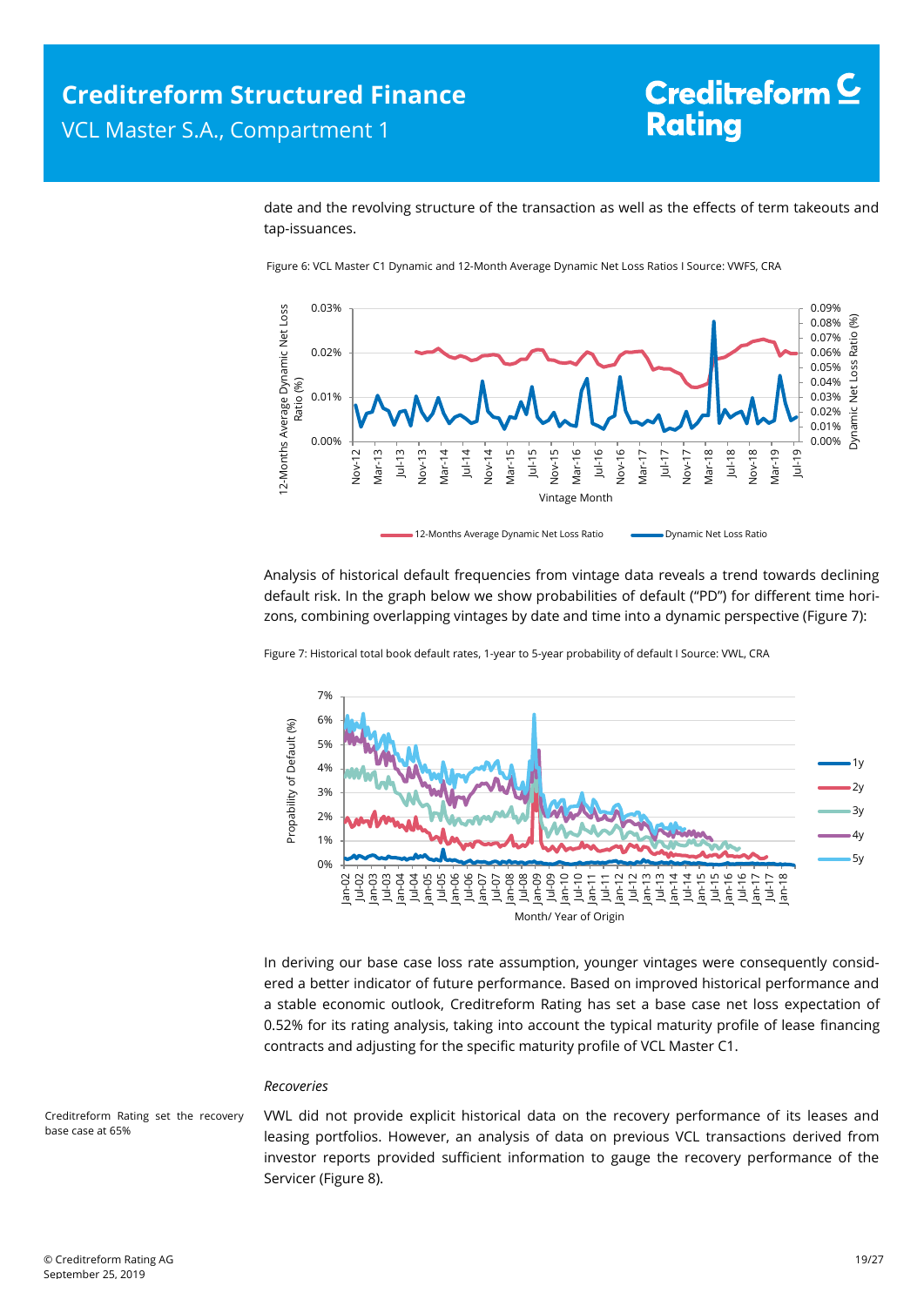date and the revolving structure of the transaction as well as the effects of term takeouts and tap-issuances.

Figure 6: VCL Master C1 Dynamic and 12-Month Average Dynamic Net Loss Ratios I Source: VWFS, CRA

Analysis of historical default frequencies from vintage data reveals a trend towards declining default risk. In the graph below we show probabilities of default ("PD") for different time horizons, combining overlapping vintages by date and time into a dynamic perspective (Figure 7):

Figure 7: Historical total book default rates, 1-year to 5-year probability of default I Source: VWL, CRA

In deriving our base case loss rate assumption, younger vintages were consequently considered a better indicator of future performance. Based on improved historical performance and a stable economic outlook, Creditreform Rating has set a base case net loss expectation of 0.52% for its rating analysis, taking into account the typical maturity profile of lease financing contracts and adjusting for the specific maturity profile of VCL Master C1.

*Recoveries*

Creditreform Rating set the recovery base case at 65%

VWL did not provide explicit historical data on the recovery performance of its leases and leasing portfolios. However, an analysis of data on previous VCL transactions derived from investor reports provided sufficient information to gauge the recovery performance of the Servicer (Figure 8).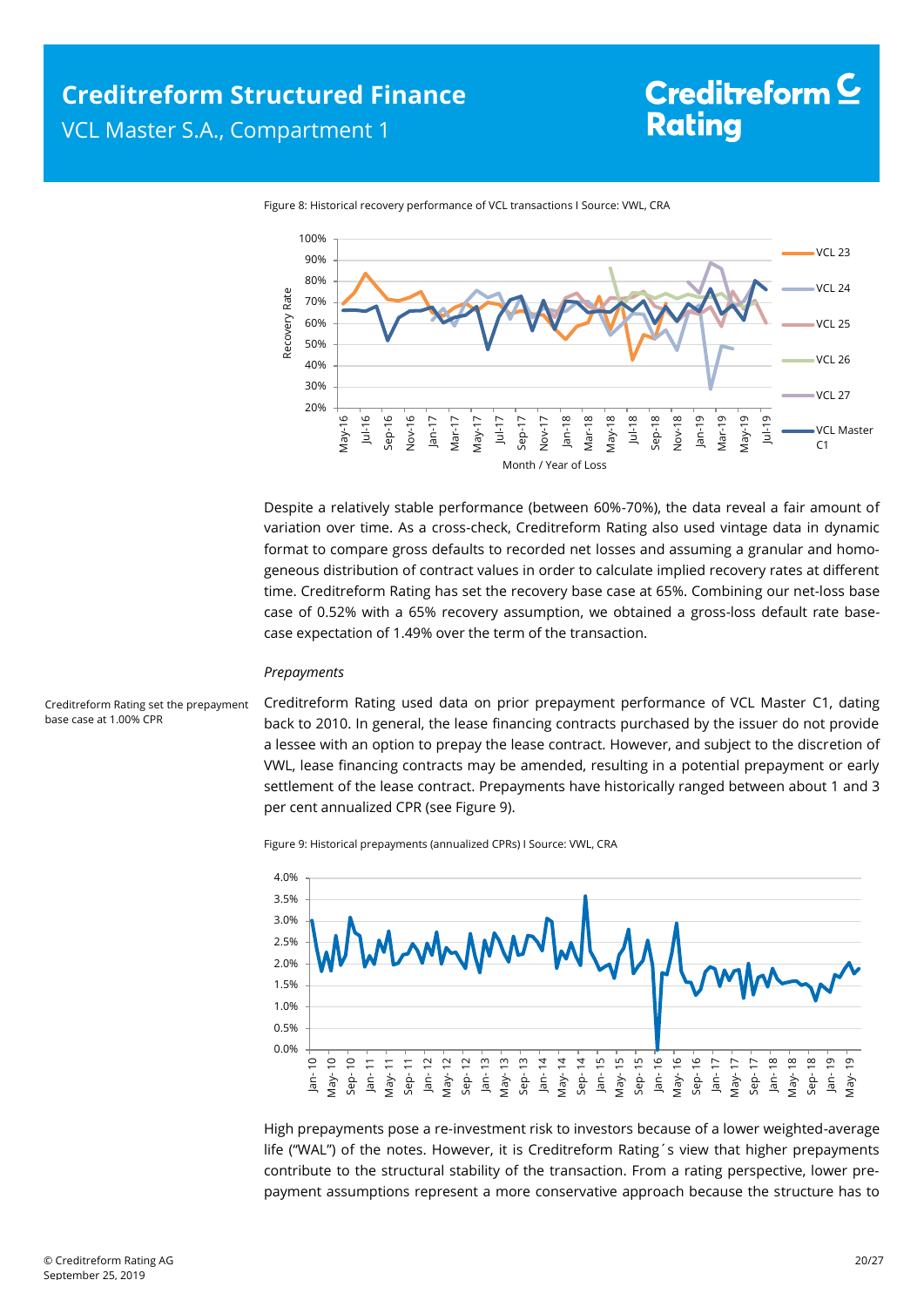Figure 8: Historical recovery performance of VCL transactions I Source: VWL, CRA

Despite a relatively stable performance (between 60%-70%), the data reveal a fair amount of variation over time. As a cross-check, Creditreform Rating also used vintage data in dynamic format to compare gross defaults to recorded net losses and assuming a granular and homogeneous distribution of contract values in order to calculate implied recovery rates at different time. Creditreform Rating has set the recovery base case at 65%. Combining our net-loss base case of 0.52% with a 65% recovery assumption, we obtained a gross-loss default rate base-case expectation of 1.49% over the term of the transaction.

*Prepayments*

Creditreform Rating set the prepayment base case at 1.00% CPR

Creditreform Rating used data on prior prepayment performance of VCL Master C1, dating back to 2010. In general, the lease financing contracts purchased by the issuer do not provide a lessee with an option to prepay the lease contract. However, and subject to the discretion of VWL, lease financing contracts may be amended, resulting in a potential prepayment or early settlement of the lease contract. Prepayments have historically ranged between about 1 and 3 per cent annualized CPR (see Figure 9).

Figure 9: Historical prepayments (annualized CPRs) I Source: VWL, CRA

High prepayments pose a re-investment risk to investors because of a lower weighted-average life ("WAL") of the notes. However, it is Creditreform Rating´s view that higher prepayments contribute to the structural stability of the transaction. From a rating perspective, lower prepayment assumptions represent a more conservative approach because the structure has to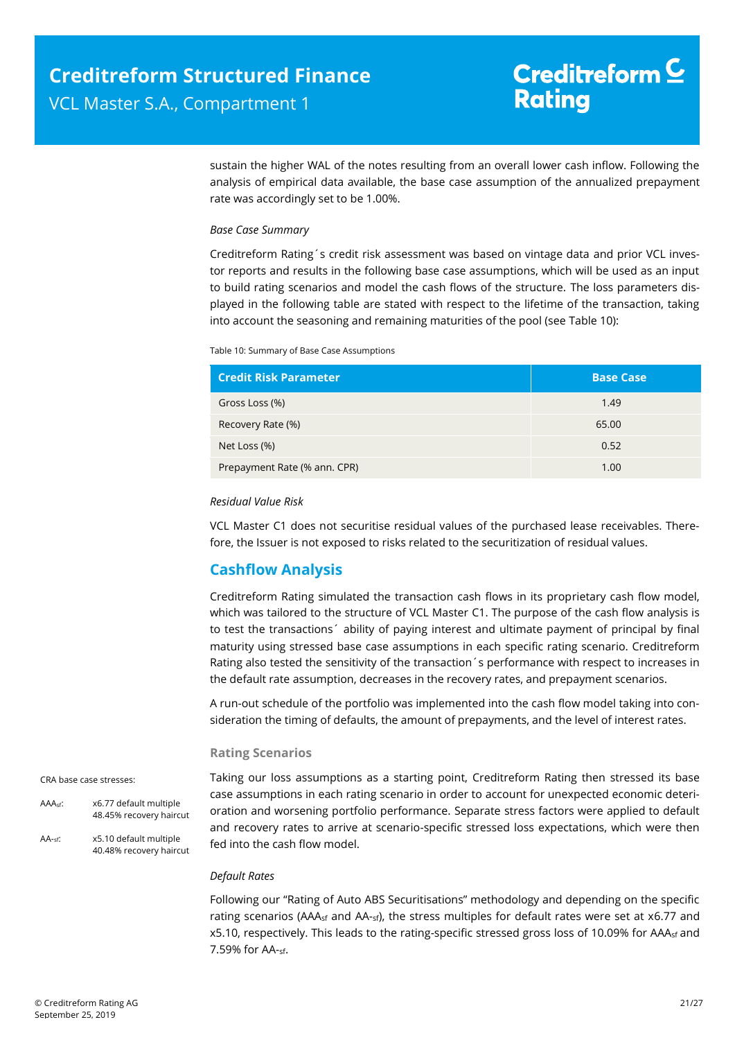sustain the higher WAL of the notes resulting from an overall lower cash inflow. Following the analysis of empirical data available, the base case assumption of the annualized prepayment rate was accordingly set to be 1.00%.

*Base Case Summary*

Creditreform Rating´s credit risk assessment was based on vintage data and prior VCL investor reports and results in the following base case assumptions, which will be used as an input to build rating scenarios and model the cash flows of the structure. The loss parameters displayed in the following table are stated with respect to the lifetime of the transaction, taking into account the seasoning and remaining maturities of the pool (see Table 10):

Table 10: Summary of Base Case Assumptions

| Credit Risk Parameter | Base Case |
|---|---|
| Gross Loss (%) | 1.49 |
| Recovery Rate (%) | 65.00 |
| Net Loss (%) | 0.52 |
| Prepayment Rate (% ann. CPR) | 1.00 |

*Residual Value Risk*

VCL Master C1 does not securitise residual values of the purchased lease receivables. Therefore, the Issuer is not exposed to risks related to the securitization of residual values.

## Cashflow Analysis

Creditreform Rating simulated the transaction cash flows in its proprietary cash flow model, which was tailored to the structure of VCL Master C1. The purpose of the cash flow analysis is to test the transactions´ ability of paying interest and ultimate payment of principal by final maturity using stressed base case assumptions in each specific rating scenario. Creditreform Rating also tested the sensitivity of the transaction´s performance with respect to increases in the default rate assumption, decreases in the recovery rates, and prepayment scenarios.

A run-out schedule of the portfolio was implemented into the cash flow model taking into consideration the timing of defaults, the amount of prepayments, and the level of interest rates.

### Rating Scenarios

CRA base case stresses:

$AAA_{sf}$: x6.77 default multiple, 48.45% recovery haircut

$AA-_{sf}$: x5.10 default multiple, 40.48% recovery haircut

Taking our loss assumptions as a starting point, Creditreform Rating then stressed its base case assumptions in each rating scenario in order to account for unexpected economic deterioration and worsening portfolio performance. Separate stress factors were applied to default and recovery rates to arrive at scenario-specific stressed loss expectations, which were then fed into the cash flow model.

*Default Rates*

Following our "Rating of Auto ABS Securitisations" methodology and depending on the specific rating scenarios ($AAA_{sf}$ and $AA-_{sf}$), the stress multiples for default rates were set at x6.77 and x5.10, respectively. This leads to the rating-specific stressed gross loss of 10.09% for $AAA_{sf}$ and 7.59% for $AA-_{sf}$.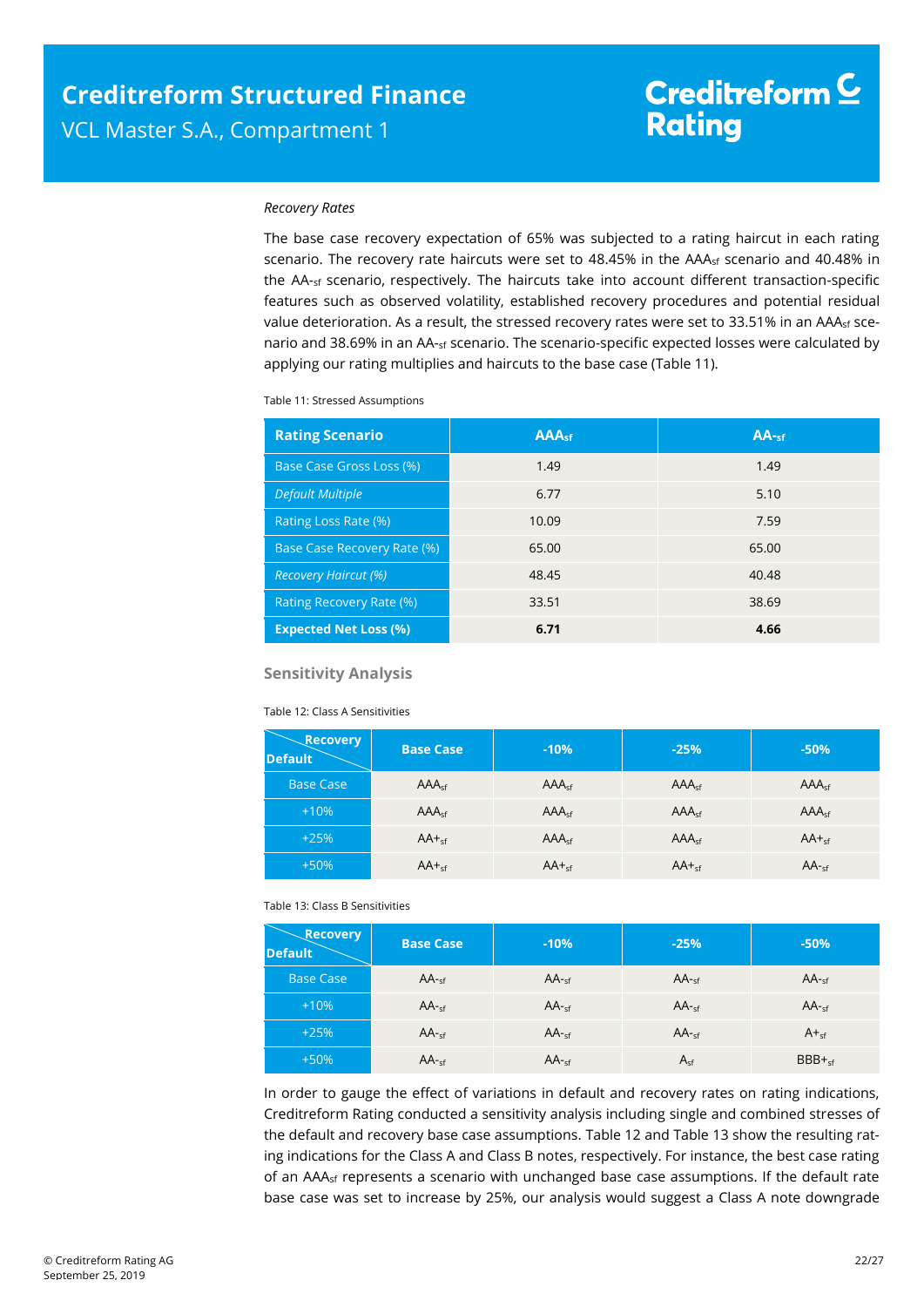*Recovery Rates*

The base case recovery expectation of 65% was subjected to a rating haircut in each rating scenario. The recovery rate haircuts were set to 48.45% in the $AAA_{sf}$ scenario and 40.48% in the $AA-_{sf}$ scenario, respectively. The haircuts take into account different transaction-specific features such as observed volatility, established recovery procedures and potential residual value deterioration. As a result, the stressed recovery rates were set to 33.51% in an $AAA_{sf}$ scenario and 38.69% in an $AA-_{sf}$ scenario. The scenario-specific expected losses were calculated by applying our rating multiples and haircuts to the base case (Table 11).

Table 11: Stressed Assumptions

| Rating Scenario | $AAA_{sf}$ | $AA-_{sf}$ |
|---|---|---|
| Base Case Gross Loss (%) | 1.49 | 1.49 |
| *Default Multiple* | 6.77 | 5.10 |
| Rating Loss Rate (%) | 10.09 | 7.59 |
| Base Case Recovery Rate (%) | 65.00 | 65.00 |
| *Recovery Haircut (%)* | 48.45 | 40.48 |
| Rating Recovery Rate (%) | 33.51 | 38.69 |
| **Expected Net Loss (%)** | **6.71** | **4.66** |

## Sensitivity Analysis

Table 12: Class A Sensitivities

| Default \ Recovery | Base Case | -10% | -25% | -50% |
|---|---|---|---|---|
| Base Case | $AAA_{sf}$ | $AAA_{sf}$ | $AAA_{sf}$ | $AAA_{sf}$ |
| +10% | $AAA_{sf}$ | $AAA_{sf}$ | $AAA_{sf}$ | $AAA_{sf}$ |
| +25% | $AA+_{sf}$ | $AAA_{sf}$ | $AAA_{sf}$ | $AA+_{sf}$ |
| +50% | $AA+_{sf}$ | $AA+_{sf}$ | $AA+_{sf}$ | $AA-_{sf}$ |

Table 13: Class B Sensitivities

| Default \ Recovery | Base Case | -10% | -25% | -50% |
|---|---|---|---|---|
| Base Case | $AA-_{sf}$ | $AA-_{sf}$ | $AA-_{sf}$ | $AA-_{sf}$ |
| +10% | $AA-_{sf}$ | $AA-_{sf}$ | $AA-_{sf}$ | $AA-_{sf}$ |
| +25% | $AA-_{sf}$ | $AA-_{sf}$ | $AA-_{sf}$ | $A+_{sf}$ |
| +50% | $AA-_{sf}$ | $AA-_{sf}$ | $A_{sf}$ | $BBB+_{sf}$ |

In order to gauge the effect of variations in default and recovery rates on rating indications, Creditreform Rating conducted a sensitivity analysis including single and combined stresses of the default and recovery base case assumptions. Table 12 and Table 13 show the resulting rating indications for the Class A and Class B notes, respectively. For instance, the best case rating of an $AAA_{sf}$ represents a scenario with unchanged base case assumptions. If the default rate base case was set to increase by 25%, our analysis would suggest a Class A note downgrade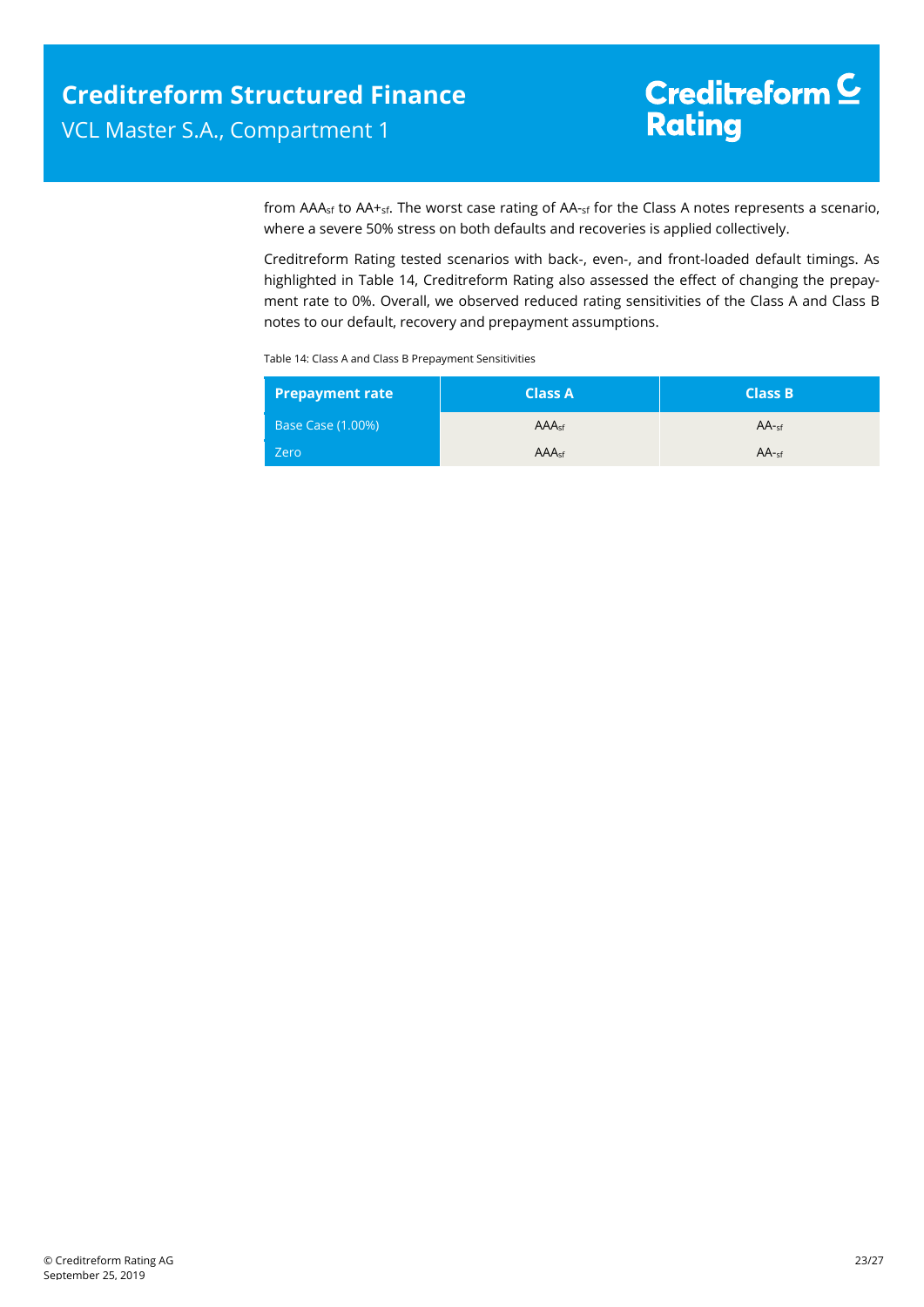from $AAA_{sf}$ to $AA+_{sf}$. The worst case rating of $AA-_{sf}$ for the Class A notes represents a scenario, where a severe 50% stress on both defaults and recoveries is applied collectively.

Creditreform Rating tested scenarios with back-, even-, and front-loaded default timings. As highlighted in Table 14, Creditreform Rating also assessed the effect of changing the prepayment rate to 0%. Overall, we observed reduced rating sensitivities of the Class A and Class B notes to our default, recovery and prepayment assumptions.

Table 14: Class A and Class B Prepayment Sensitivities

| Prepayment rate | Class A | Class B |
|---|---|---|
| Base Case (1.00%) | $AAA_{sf}$ | $AA-_{sf}$ |
| Zero | $AAA_{sf}$ | $AA-_{sf}$ |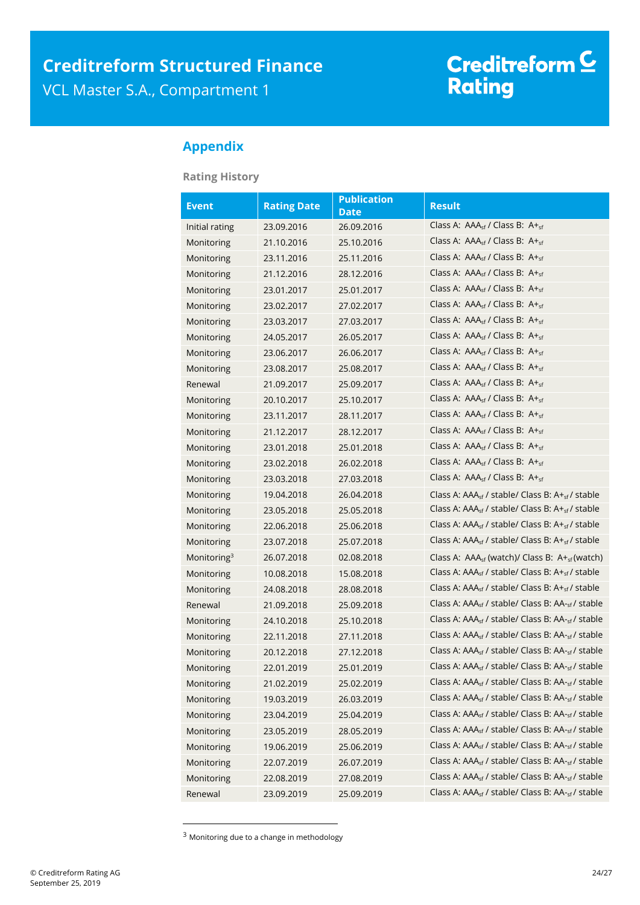## Appendix

### Rating History

| Event | Rating Date | Publication Date | Result |
|---|---|---|---|
| Initial rating | 23.09.2016 | 26.09.2016 | Class A: $AAA_{sf}$ / Class B: $A+_{sf}$ |
| Monitoring | 21.10.2016 | 25.10.2016 | Class A: $AAA_{sf}$ / Class B: $A+_{sf}$ |
| Monitoring | 23.11.2016 | 25.11.2016 | Class A: $AAA_{sf}$ / Class B: $A+_{sf}$ |
| Monitoring | 21.12.2016 | 28.12.2016 | Class A: $AAA_{sf}$ / Class B: $A+_{sf}$ |
| Monitoring | 23.01.2017 | 25.01.2017 | Class A: $AAA_{sf}$ / Class B: $A+_{sf}$ |
| Monitoring | 23.02.2017 | 27.02.2017 | Class A: $AAA_{sf}$ / Class B: $A+_{sf}$ |
| Monitoring | 23.03.2017 | 27.03.2017 | Class A: $AAA_{sf}$ / Class B: $A+_{sf}$ |
| Monitoring | 24.05.2017 | 26.05.2017 | Class A: $AAA_{sf}$ / Class B: $A+_{sf}$ |
| Monitoring | 23.06.2017 | 26.06.2017 | Class A: $AAA_{sf}$ / Class B: $A+_{sf}$ |
| Monitoring | 23.08.2017 | 25.08.2017 | Class A: $AAA_{sf}$ / Class B: $A+_{sf}$ |
| Renewal | 21.09.2017 | 25.09.2017 | Class A: $AAA_{sf}$ / Class B: $A+_{sf}$ |
| Monitoring | 20.10.2017 | 25.10.2017 | Class A: $AAA_{sf}$ / Class B: $A+_{sf}$ |
| Monitoring | 23.11.2017 | 28.11.2017 | Class A: $AAA_{sf}$ / Class B: $A+_{sf}$ |
| Monitoring | 21.12.2017 | 28.12.2017 | Class A: $AAA_{sf}$ / Class B: $A+_{sf}$ |
| Monitoring | 23.01.2018 | 25.01.2018 | Class A: $AAA_{sf}$ / Class B: $A+_{sf}$ |
| Monitoring | 23.02.2018 | 26.02.2018 | Class A: $AAA_{sf}$ / Class B: $A+_{sf}$ |
| Monitoring | 23.03.2018 | 27.03.2018 | Class A: $AAA_{sf}$ / Class B: $A+_{sf}$ |
| Monitoring | 19.04.2018 | 26.04.2018 | Class A: $AAA_{sf}$ / stable/ Class B: $A+_{sf}$ / stable |
| Monitoring | 23.05.2018 | 25.05.2018 | Class A: $AAA_{sf}$ / stable/ Class B: $A+_{sf}$ / stable |
| Monitoring | 22.06.2018 | 25.06.2018 | Class A: $AAA_{sf}$ / stable/ Class B: $A+_{sf}$ / stable |
| Monitoring | 23.07.2018 | 25.07.2018 | Class A: $AAA_{sf}$ / stable/ Class B: $A+_{sf}$ / stable |
| Monitoring[3] | 26.07.2018 | 02.08.2018 | Class A: $AAA_{sf}$ (watch)/ Class B: $A+_{sf}$ (watch) |
| Monitoring | 10.08.2018 | 15.08.2018 | Class A: $AAA_{sf}$ / stable/ Class B: $A+_{sf}$ / stable |
| Monitoring | 24.08.2018 | 28.08.2018 | Class A: $AAA_{sf}$ / stable/ Class B: $A+_{sf}$ / stable |
| Renewal | 21.09.2018 | 25.09.2018 | Class A: $AAA_{sf}$ / stable/ Class B: $AA-_{sf}$ / stable |
| Monitoring | 24.10.2018 | 25.10.2018 | Class A: $AAA_{sf}$ / stable/ Class B: $AA-_{sf}$ / stable |
| Monitoring | 22.11.2018 | 27.11.2018 | Class A: $AAA_{sf}$ / stable/ Class B: $AA-_{sf}$ / stable |
| Monitoring | 20.12.2018 | 27.12.2018 | Class A: $AAA_{sf}$ / stable/ Class B: $AA-_{sf}$ / stable |
| Monitoring | 22.01.2019 | 25.01.2019 | Class A: $AAA_{sf}$ / stable/ Class B: $AA-_{sf}$ / stable |
| Monitoring | 21.02.2019 | 25.02.2019 | Class A: $AAA_{sf}$ / stable/ Class B: $AA-_{sf}$ / stable |
| Monitoring | 19.03.2019 | 26.03.2019 | Class A: $AAA_{sf}$ / stable/ Class B: $AA-_{sf}$ / stable |
| Monitoring | 23.04.2019 | 25.04.2019 | Class A: $AAA_{sf}$ / stable/ Class B: $AA-_{sf}$ / stable |
| Monitoring | 23.05.2019 | 28.05.2019 | Class A: $AAA_{sf}$ / stable/ Class B: $AA-_{sf}$ / stable |
| Monitoring | 19.06.2019 | 25.06.2019 | Class A: $AAA_{sf}$ / stable/ Class B: $AA-_{sf}$ / stable |
| Monitoring | 22.07.2019 | 26.07.2019 | Class A: $AAA_{sf}$ / stable/ Class B: $AA-_{sf}$ / stable |
| Monitoring | 22.08.2019 | 27.08.2019 | Class A: $AAA_{sf}$ / stable/ Class B: $AA-_{sf}$ / stable |
| Renewal | 23.09.2019 | 25.09.2019 | Class A: $AAA_{sf}$ / stable/ Class B: $AA-_{sf}$ / stable |

[3] Monitoring due to a change in methodology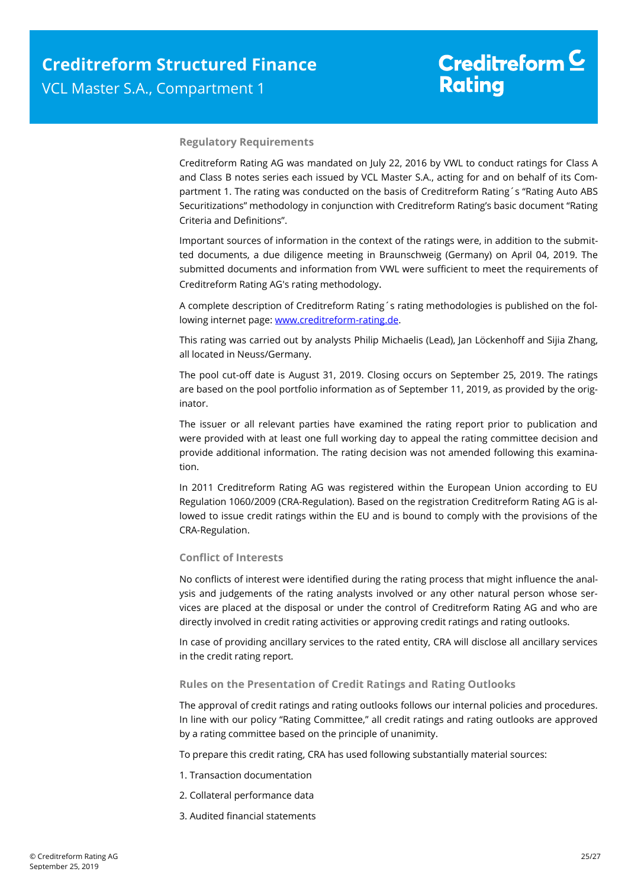## Regulatory Requirements

Creditreform Rating AG was mandated on July 22, 2016 by VWL to conduct ratings for Class A and Class B notes series each issued by VCL Master S.A., acting for and on behalf of its Compartment 1. The rating was conducted on the basis of Creditreform Rating´s "Rating Auto ABS Securitizations" methodology in conjunction with Creditreform Rating's basic document "Rating Criteria and Definitions".

Important sources of information in the context of the ratings were, in addition to the submitted documents, a due diligence meeting in Braunschweig (Germany) on April 04, 2019. The submitted documents and information from VWL were sufficient to meet the requirements of Creditreform Rating AG's rating methodology.

A complete description of Creditreform Rating´s rating methodologies is published on the following internet page: [www.creditreform-rating.de](www.creditreform-rating.de).

This rating was carried out by analysts Philip Michaelis (Lead), Jan Löckenhoff and Sijia Zhang, all located in Neuss/Germany.

The pool cut-off date is August 31, 2019. Closing occurs on September 25, 2019. The ratings are based on the pool portfolio information as of September 11, 2019, as provided by the originator.

The issuer or all relevant parties have examined the rating report prior to publication and were provided with at least one full working day to appeal the rating committee decision and provide additional information. The rating decision was not amended following this examination.

In 2011 Creditreform Rating AG was registered within the European Union according to EU Regulation 1060/2009 (CRA-Regulation). Based on the registration Creditreform Rating AG is allowed to issue credit ratings within the EU and is bound to comply with the provisions of the CRA-Regulation.

## Conflict of Interests

No conflicts of interest were identified during the rating process that might influence the analysis and judgements of the rating analysts involved or any other natural person whose services are placed at the disposal or under the control of Creditreform Rating AG and who are directly involved in credit rating activities or approving credit ratings and rating outlooks.

In case of providing ancillary services to the rated entity, CRA will disclose all ancillary services in the credit rating report.

## Rules on the Presentation of Credit Ratings and Rating Outlooks

The approval of credit ratings and rating outlooks follows our internal policies and procedures. In line with our policy "Rating Committee," all credit ratings and rating outlooks are approved by a rating committee based on the principle of unanimity.

To prepare this credit rating, CRA has used following substantially material sources:

1. Transaction documentation
2. Collateral performance data
3. Audited financial statements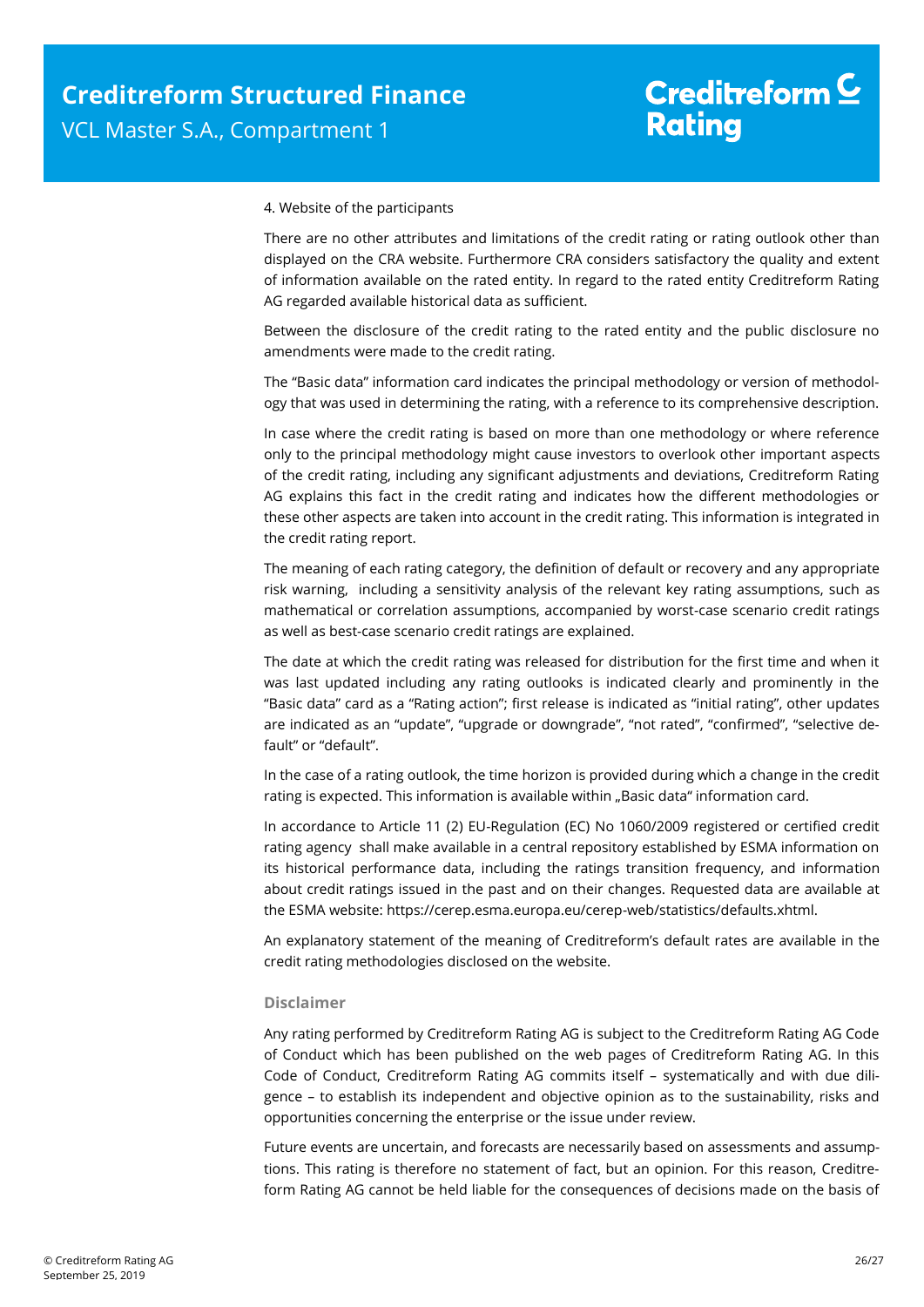4. Website of the participants

There are no other attributes and limitations of the credit rating or rating outlook other than displayed on the CRA website. Furthermore CRA considers satisfactory the quality and extent of information available on the rated entity. In regard to the rated entity Creditreform Rating AG regarded available historical data as sufficient.

Between the disclosure of the credit rating to the rated entity and the public disclosure no amendments were made to the credit rating.

The "Basic data" information card indicates the principal methodology or version of methodology that was used in determining the rating, with a reference to its comprehensive description.

In case where the credit rating is based on more than one methodology or where reference only to the principal methodology might cause investors to overlook other important aspects of the credit rating, including any significant adjustments and deviations, Creditreform Rating AG explains this fact in the credit rating and indicates how the different methodologies or these other aspects are taken into account in the credit rating. This information is integrated in the credit rating report.

The meaning of each rating category, the definition of default or recovery and any appropriate risk warning, including a sensitivity analysis of the relevant key rating assumptions, such as mathematical or correlation assumptions, accompanied by worst-case scenario credit ratings as well as best-case scenario credit ratings are explained.

The date at which the credit rating was released for distribution for the first time and when it was last updated including any rating outlooks is indicated clearly and prominently in the "Basic data" card as a "Rating action"; first release is indicated as "initial rating", other updates are indicated as an "update", "upgrade or downgrade", "not rated", "confirmed", "selective default" or "default".

In the case of a rating outlook, the time horizon is provided during which a change in the credit rating is expected. This information is available within „Basic data" information card.

In accordance to Article 11 (2) EU-Regulation (EC) No 1060/2009 registered or certified credit rating agency shall make available in a central repository established by ESMA information on its historical performance data, including the ratings transition frequency, and information about credit ratings issued in the past and on their changes. Requested data are available at the ESMA website: https://cerep.esma.europa.eu/cerep-web/statistics/defaults.xhtml.

An explanatory statement of the meaning of Creditreform's default rates are available in the credit rating methodologies disclosed on the website.

### Disclaimer

Any rating performed by Creditreform Rating AG is subject to the Creditreform Rating AG Code of Conduct which has been published on the web pages of Creditreform Rating AG. In this Code of Conduct, Creditreform Rating AG commits itself – systematically and with due diligence – to establish its independent and objective opinion as to the sustainability, risks and opportunities concerning the enterprise or the issue under review.

Future events are uncertain, and forecasts are necessarily based on assessments and assumptions. This rating is therefore no statement of fact, but an opinion. For this reason, Creditreform Rating AG cannot be held liable for the consequences of decisions made on the basis of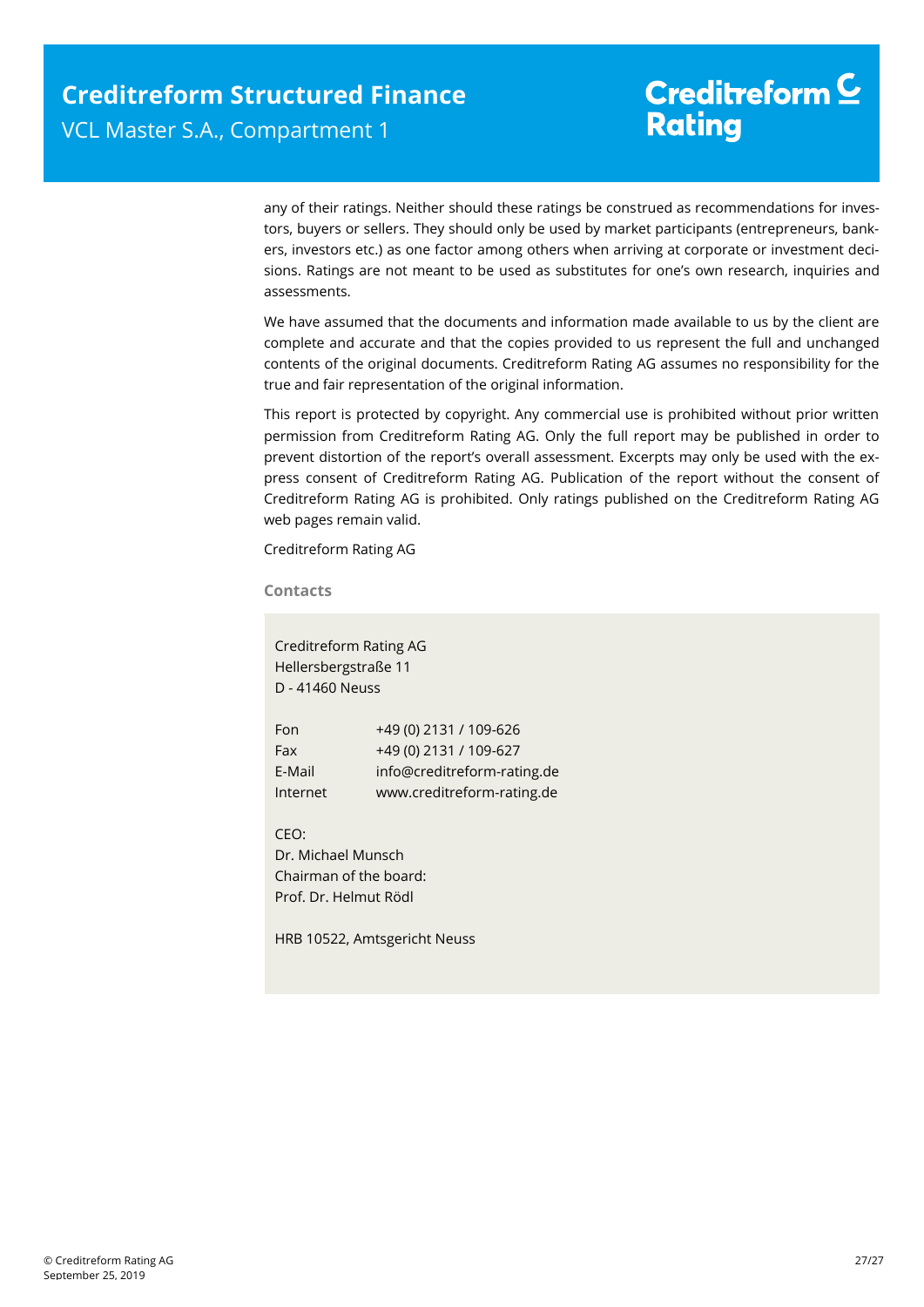any of their ratings. Neither should these ratings be construed as recommendations for investors, buyers or sellers. They should only be used by market participants (entrepreneurs, bankers, investors etc.) as one factor among others when arriving at corporate or investment decisions. Ratings are not meant to be used as substitutes for one's own research, inquiries and assessments.

We have assumed that the documents and information made available to us by the client are complete and accurate and that the copies provided to us represent the full and unchanged contents of the original documents. Creditreform Rating AG assumes no responsibility for the true and fair representation of the original information.

This report is protected by copyright. Any commercial use is prohibited without prior written permission from Creditreform Rating AG. Only the full report may be published in order to prevent distortion of the report's overall assessment. Excerpts may only be used with the express consent of Creditreform Rating AG. Publication of the report without the consent of Creditreform Rating AG is prohibited. Only ratings published on the Creditreform Rating AG web pages remain valid.

Creditreform Rating AG

### Contacts

Creditreform Rating AG
Hellersbergstraße 11
D - 41460 Neuss

| | |
|---|---|
| Fon | +49 (0) 2131 / 109-626 |
| Fax | +49 (0) 2131 / 109-627 |
| E-Mail | info@creditreform-rating.de |
| Internet | www.creditreform-rating.de |

CEO:
Dr. Michael Munsch
Chairman of the board:
Prof. Dr. Helmut Rödl

HRB 10522, Amtsgericht Neuss